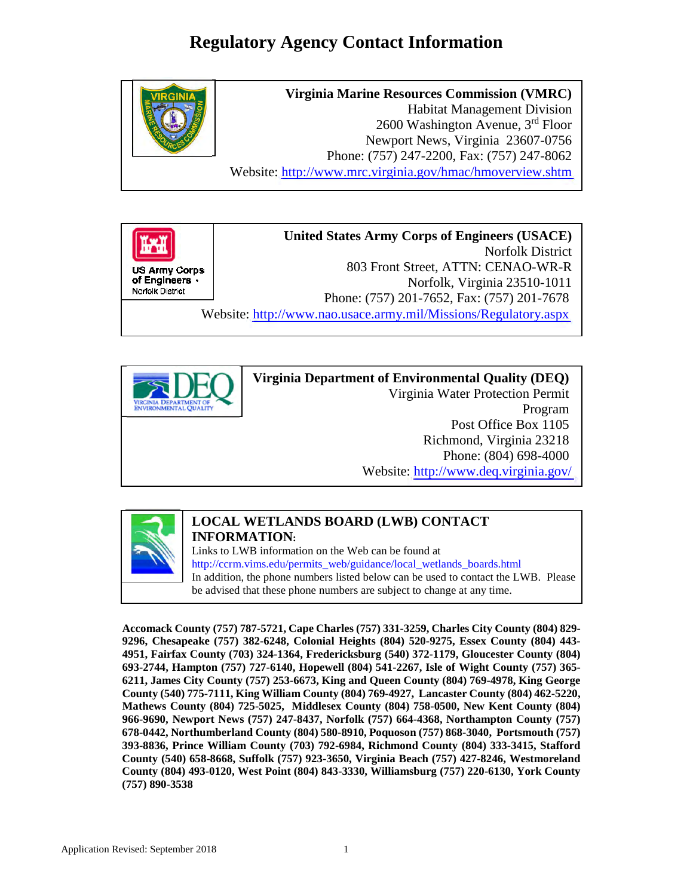# Regulatory Agency Contact Information

**Virginia Marine Resources Commission (VMRC)**
Habitat Management Division
2600 Washington Avenue, 3rd Floor
Newport News, Virginia 23607-0756
Phone: (757) 247-2200, Fax: (757) 247-8062
Website: http://www.mrc.virginia.gov/hmac/hmoverview.shtm

**United States Army Corps of Engineers (USACE)**
Norfolk District
803 Front Street, ATTN: CENAO-WR-R
Norfolk, Virginia 23510-1011
Phone: (757) 201-7652, Fax: (757) 201-7678
Website: http://www.nao.usace.army.mil/Missions/Regulatory.aspx

**Virginia Department of Environmental Quality (DEQ)**
Virginia Water Protection Permit Program
Post Office Box 1105
Richmond, Virginia 23218
Phone: (804) 698-4000
Website: http://www.deq.virginia.gov/

**LOCAL WETLANDS BOARD (LWB) CONTACT INFORMATION:**
Links to LWB information on the Web can be found at
http://ccrm.vims.edu/permits_web/guidance/local_wetlands_boards.html
In addition, the phone numbers listed below can be used to contact the LWB. Please be advised that these phone numbers are subject to change at any time.

**Accomack County (757) 787-5721, Cape Charles (757) 331-3259, Charles City County (804) 829-9296, Chesapeake (757) 382-6248, Colonial Heights (804) 520-9275, Essex County (804) 443-4951, Fairfax County (703) 324-1364, Fredericksburg (540) 372-1179, Gloucester County (804) 693-2744, Hampton (757) 727-6140, Hopewell (804) 541-2267, Isle of Wight County (757) 365-6211, James City County (757) 253-6673, King and Queen County (804) 769-4978, King George County (540) 775-7111, King William County (804) 769-4927, Lancaster County (804) 462-5220, Mathews County (804) 725-5025, Middlesex County (804) 758-0500, New Kent County (804) 966-9690, Newport News (757) 247-8437, Norfolk (757) 664-4368, Northampton County (757) 678-0442, Northumberland County (804) 580-8910, Poquoson (757) 868-3040, Portsmouth (757) 393-8836, Prince William County (703) 792-6984, Richmond County (804) 333-3415, Stafford County (540) 658-8668, Suffolk (757) 923-3650, Virginia Beach (757) 427-8246, Westmoreland County (804) 493-0120, West Point (804) 843-3330, Williamsburg (757) 220-6130, York County (757) 890-3538**

Application Revised: September 2018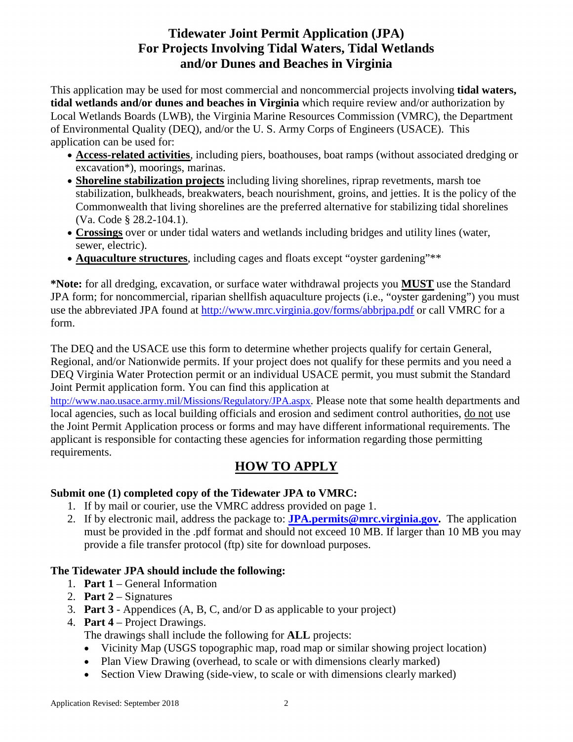# Tidewater Joint Permit Application (JPA)
# For Projects Involving Tidal Waters, Tidal Wetlands and/or Dunes and Beaches in Virginia

This application may be used for most commercial and noncommercial projects involving **tidal waters, tidal wetlands and/or dunes and beaches in Virginia** which require review and/or authorization by Local Wetlands Boards (LWB), the Virginia Marine Resources Commission (VMRC), the Department of Environmental Quality (DEQ), and/or the U. S. Army Corps of Engineers (USACE). This application can be used for:

- **Access-related activities**, including piers, boathouses, boat ramps (without associated dredging or excavation*), moorings, marinas.
- **Shoreline stabilization projects** including living shorelines, riprap revetments, marsh toe stabilization, bulkheads, breakwaters, beach nourishment, groins, and jetties. It is the policy of the Commonwealth that living shorelines are the preferred alternative for stabilizing tidal shorelines (Va. Code § 28.2-104.1).
- **Crossings** over or under tidal waters and wetlands including bridges and utility lines (water, sewer, electric).
- **Aquaculture structures**, including cages and floats except "oyster gardening"**

***Note:** for all dredging, excavation, or surface water withdrawal projects you **MUST** use the Standard JPA form; for noncommercial, riparian shellfish aquaculture projects (i.e., "oyster gardening") you must use the abbreviated JPA found at http://www.mrc.virginia.gov/forms/abbrjpa.pdf or call VMRC for a form.

The DEQ and the USACE use this form to determine whether projects qualify for certain General, Regional, and/or Nationwide permits. If your project does not qualify for these permits and you need a DEQ Virginia Water Protection permit or an individual USACE permit, you must submit the Standard Joint Permit application form. You can find this application at http://www.nao.usace.army.mil/Missions/Regulatory/JPA.aspx. Please note that some health departments and local agencies, such as local building officials and erosion and sediment control authorities, do not use the Joint Permit Application process or forms and may have different informational requirements. The applicant is responsible for contacting these agencies for information regarding those permitting requirements.

## HOW TO APPLY

**Submit one (1) completed copy of the Tidewater JPA to VMRC:**

1. If by mail or courier, use the VMRC address provided on page 1.
2. If by electronic mail, address the package to: **JPA.permits@mrc.virginia.gov.** The application must be provided in the .pdf format and should not exceed 10 MB. If larger than 10 MB you may provide a file transfer protocol (ftp) site for download purposes.

**The Tidewater JPA should include the following:**

1. **Part 1** – General Information
2. **Part 2** – Signatures
3. **Part 3** - Appendices (A, B, C, and/or D as applicable to your project)
4. **Part 4** – Project Drawings.
   The drawings shall include the following for **ALL** projects:
   - Vicinity Map (USGS topographic map, road map or similar showing project location)
   - Plan View Drawing (overhead, to scale or with dimensions clearly marked)
   - Section View Drawing (side-view, to scale or with dimensions clearly marked)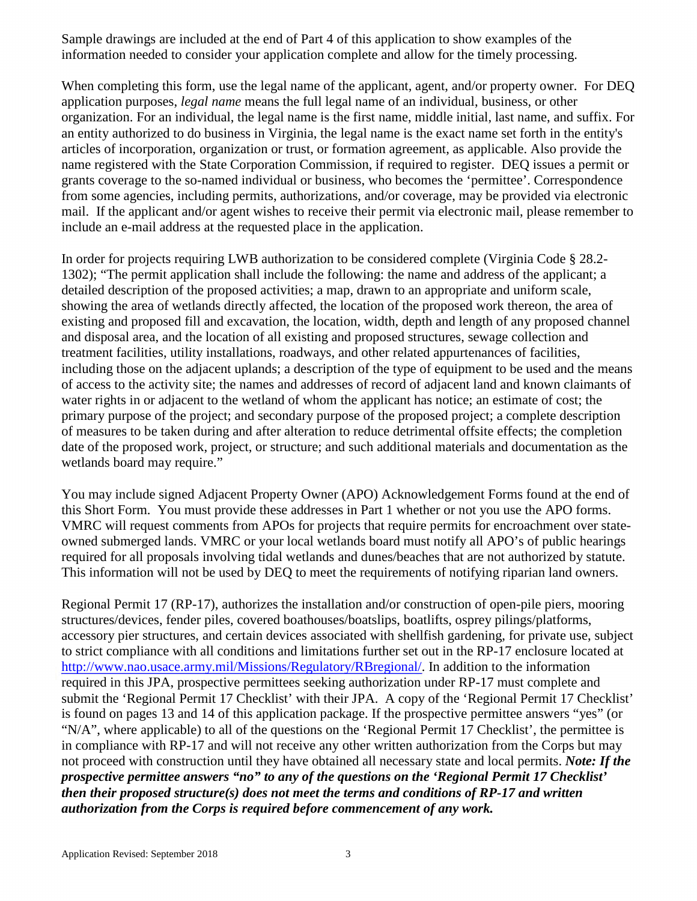Sample drawings are included at the end of Part 4 of this application to show examples of the information needed to consider your application complete and allow for the timely processing.

When completing this form, use the legal name of the applicant, agent, and/or property owner. For DEQ application purposes, *legal name* means the full legal name of an individual, business, or other organization. For an individual, the legal name is the first name, middle initial, last name, and suffix. For an entity authorized to do business in Virginia, the legal name is the exact name set forth in the entity's articles of incorporation, organization or trust, or formation agreement, as applicable. Also provide the name registered with the State Corporation Commission, if required to register. DEQ issues a permit or grants coverage to the so-named individual or business, who becomes the 'permittee'. Correspondence from some agencies, including permits, authorizations, and/or coverage, may be provided via electronic mail. If the applicant and/or agent wishes to receive their permit via electronic mail, please remember to include an e-mail address at the requested place in the application.

In order for projects requiring LWB authorization to be considered complete (Virginia Code § 28.2-1302); "The permit application shall include the following: the name and address of the applicant; a detailed description of the proposed activities; a map, drawn to an appropriate and uniform scale, showing the area of wetlands directly affected, the location of the proposed work thereon, the area of existing and proposed fill and excavation, the location, width, depth and length of any proposed channel and disposal area, and the location of all existing and proposed structures, sewage collection and treatment facilities, utility installations, roadways, and other related appurtenances of facilities, including those on the adjacent uplands; a description of the type of equipment to be used and the means of access to the activity site; the names and addresses of record of adjacent land and known claimants of water rights in or adjacent to the wetland of whom the applicant has notice; an estimate of cost; the primary purpose of the project; and secondary purpose of the proposed project; a complete description of measures to be taken during and after alteration to reduce detrimental offsite effects; the completion date of the proposed work, project, or structure; and such additional materials and documentation as the wetlands board may require."

You may include signed Adjacent Property Owner (APO) Acknowledgement Forms found at the end of this Short Form. You must provide these addresses in Part 1 whether or not you use the APO forms. VMRC will request comments from APOs for projects that require permits for encroachment over state-owned submerged lands. VMRC or your local wetlands board must notify all APO's of public hearings required for all proposals involving tidal wetlands and dunes/beaches that are not authorized by statute. This information will not be used by DEQ to meet the requirements of notifying riparian land owners.

Regional Permit 17 (RP-17), authorizes the installation and/or construction of open-pile piers, mooring structures/devices, fender piles, covered boathouses/boatslips, boatlifts, osprey pilings/platforms, accessory pier structures, and certain devices associated with shellfish gardening, for private use, subject to strict compliance with all conditions and limitations further set out in the RP-17 enclosure located at http://www.nao.usace.army.mil/Missions/Regulatory/RBregional/. In addition to the information required in this JPA, prospective permittees seeking authorization under RP-17 must complete and submit the 'Regional Permit 17 Checklist' with their JPA. A copy of the 'Regional Permit 17 Checklist' is found on pages 13 and 14 of this application package. If the prospective permittee answers "yes" (or "N/A", where applicable) to all of the questions on the 'Regional Permit 17 Checklist', the permittee is in compliance with RP-17 and will not receive any other written authorization from the Corps but may not proceed with construction until they have obtained all necessary state and local permits. ***Note: If the prospective permittee answers "no" to any of the questions on the 'Regional Permit 17 Checklist' then their proposed structure(s) does not meet the terms and conditions of RP-17 and written authorization from the Corps is required before commencement of any work.***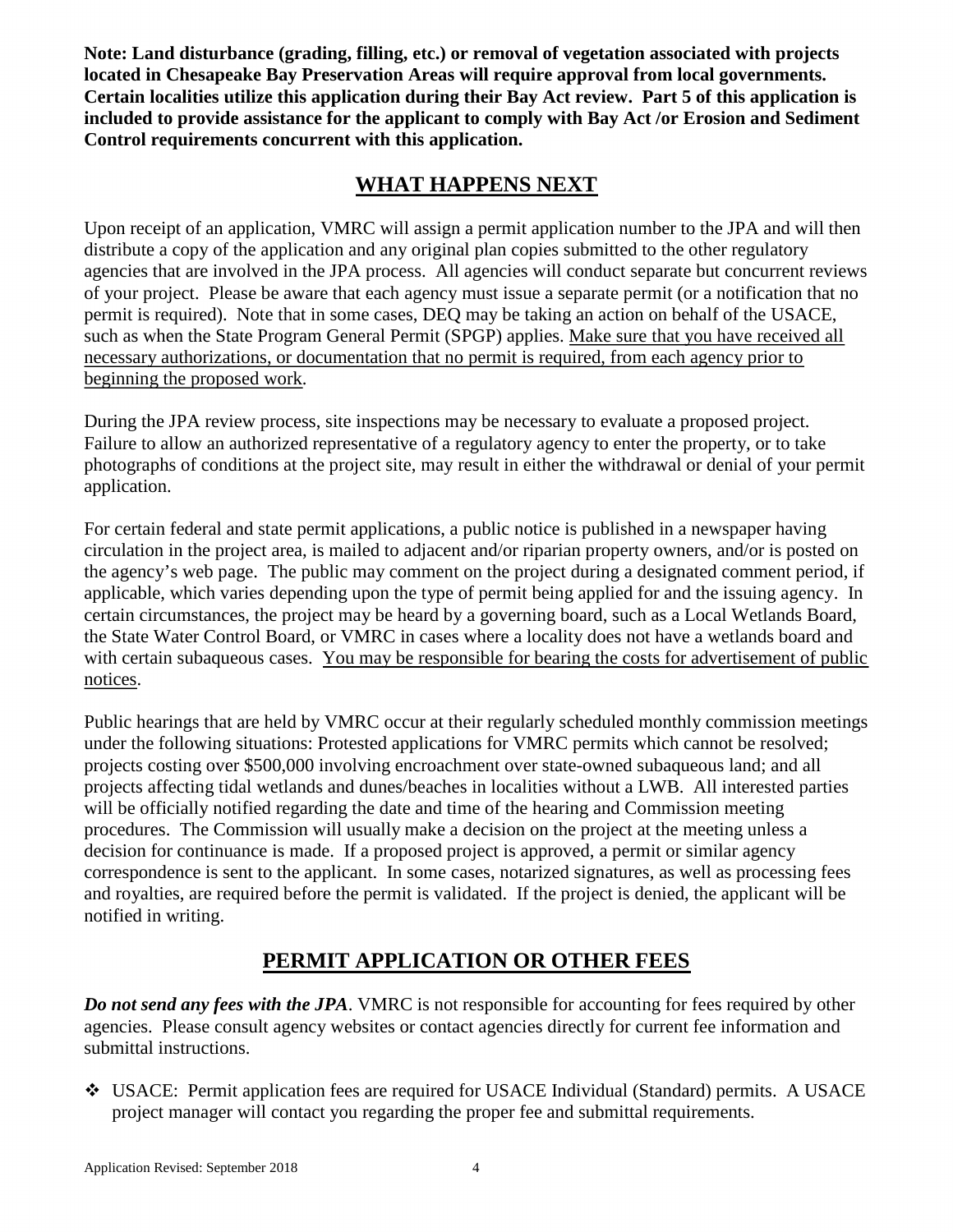**Note: Land disturbance (grading, filling, etc.) or removal of vegetation associated with projects located in Chesapeake Bay Preservation Areas will require approval from local governments. Certain localities utilize this application during their Bay Act review. Part 5 of this application is included to provide assistance for the applicant to comply with Bay Act /or Erosion and Sediment Control requirements concurrent with this application.**

## WHAT HAPPENS NEXT

Upon receipt of an application, VMRC will assign a permit application number to the JPA and will then distribute a copy of the application and any original plan copies submitted to the other regulatory agencies that are involved in the JPA process. All agencies will conduct separate but concurrent reviews of your project. Please be aware that each agency must issue a separate permit (or a notification that no permit is required). Note that in some cases, DEQ may be taking an action on behalf of the USACE, such as when the State Program General Permit (SPGP) applies. Make sure that you have received all necessary authorizations, or documentation that no permit is required, from each agency prior to beginning the proposed work.

During the JPA review process, site inspections may be necessary to evaluate a proposed project. Failure to allow an authorized representative of a regulatory agency to enter the property, or to take photographs of conditions at the project site, may result in either the withdrawal or denial of your permit application.

For certain federal and state permit applications, a public notice is published in a newspaper having circulation in the project area, is mailed to adjacent and/or riparian property owners, and/or is posted on the agency's web page. The public may comment on the project during a designated comment period, if applicable, which varies depending upon the type of permit being applied for and the issuing agency. In certain circumstances, the project may be heard by a governing board, such as a Local Wetlands Board, the State Water Control Board, or VMRC in cases where a locality does not have a wetlands board and with certain subaqueous cases. You may be responsible for bearing the costs for advertisement of public notices.

Public hearings that are held by VMRC occur at their regularly scheduled monthly commission meetings under the following situations: Protested applications for VMRC permits which cannot be resolved; projects costing over $500,000 involving encroachment over state-owned subaqueous land; and all projects affecting tidal wetlands and dunes/beaches in localities without a LWB. All interested parties will be officially notified regarding the date and time of the hearing and Commission meeting procedures. The Commission will usually make a decision on the project at the meeting unless a decision for continuance is made. If a proposed project is approved, a permit or similar agency correspondence is sent to the applicant. In some cases, notarized signatures, as well as processing fees and royalties, are required before the permit is validated. If the project is denied, the applicant will be notified in writing.

## PERMIT APPLICATION OR OTHER FEES

***Do not send any fees with the JPA***. VMRC is not responsible for accounting for fees required by other agencies. Please consult agency websites or contact agencies directly for current fee information and submittal instructions.

- USACE: Permit application fees are required for USACE Individual (Standard) permits. A USACE project manager will contact you regarding the proper fee and submittal requirements.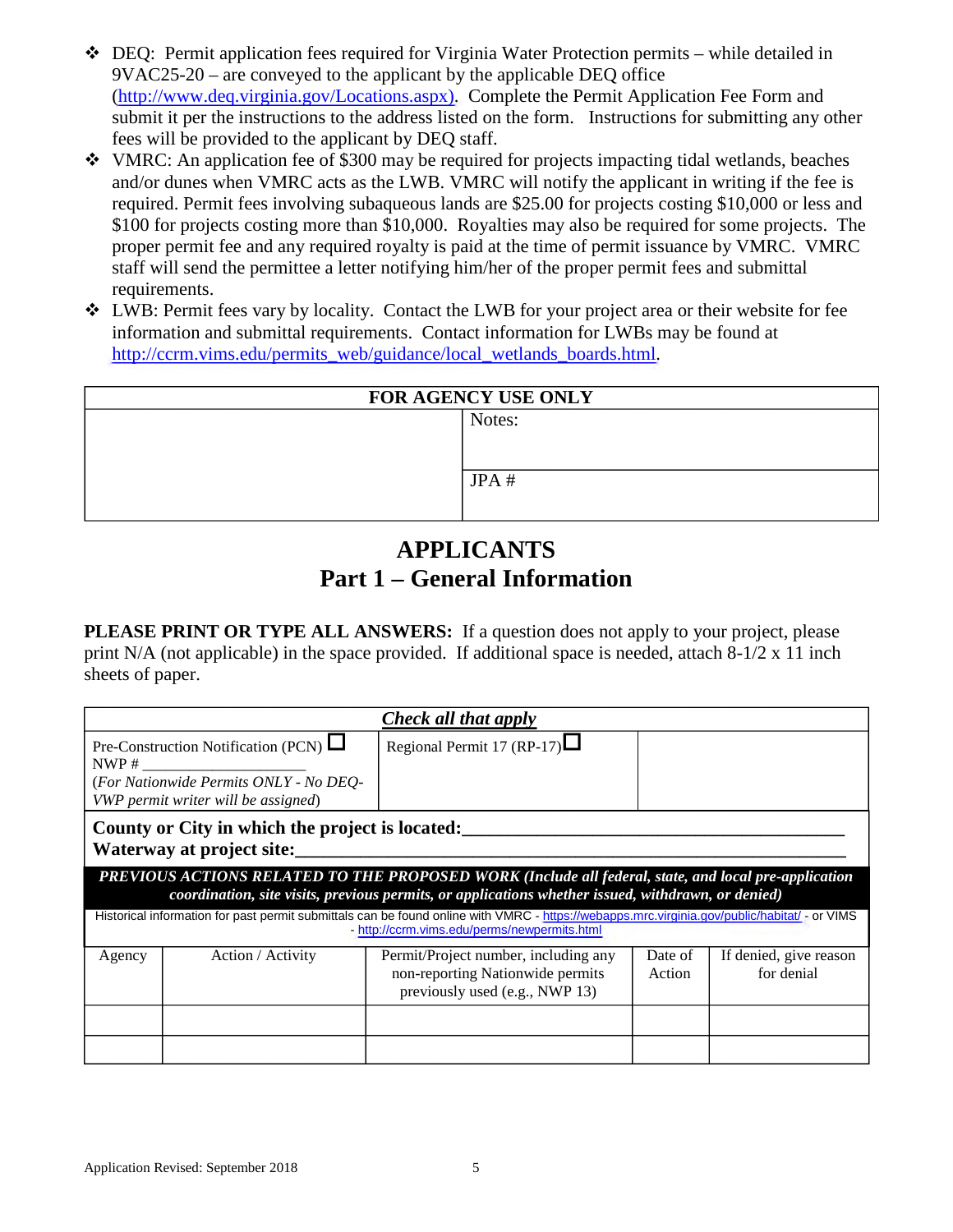- DEQ: Permit application fees required for Virginia Water Protection permits – while detailed in 9VAC25-20 – are conveyed to the applicant by the applicable DEQ office (http://www.deq.virginia.gov/Locations.aspx). Complete the Permit Application Fee Form and submit it per the instructions to the address listed on the form. Instructions for submitting any other fees will be provided to the applicant by DEQ staff.
- VMRC: An application fee of $300 may be required for projects impacting tidal wetlands, beaches and/or dunes when VMRC acts as the LWB. VMRC will notify the applicant in writing if the fee is required. Permit fees involving subaqueous lands are $25.00 for projects costing $10,000 or less and $100 for projects costing more than $10,000. Royalties may also be required for some projects. The proper permit fee and any required royalty is paid at the time of permit issuance by VMRC. VMRC staff will send the permittee a letter notifying him/her of the proper permit fees and submittal requirements.
- LWB: Permit fees vary by locality. Contact the LWB for your project area or their website for fee information and submittal requirements. Contact information for LWBs may be found at http://ccrm.vims.edu/permits_web/guidance/local_wetlands_boards.html.

| FOR AGENCY USE ONLY | |
|---|---|
| | Notes: |
| | JPA # |

# APPLICANTS
## Part 1 – General Information

**PLEASE PRINT OR TYPE ALL ANSWERS:** If a question does not apply to your project, please print N/A (not applicable) in the space provided. If additional space is needed, attach 8-1/2 x 11 inch sheets of paper.

| ***Check all that apply*** | | |
|---|---|---|
| Pre-Construction Notification (PCN) ☐<br>NWP # ____________________<br>*(For Nationwide Permits ONLY - No DEQ-VWP permit writer will be assigned)* | Regional Permit 17 (RP-17) ☐ | |

**County or City in which the project is located:**________________________________________

**Waterway at project site:**____________________________________________________________

***PREVIOUS ACTIONS RELATED TO THE PROPOSED WORK (Include all federal, state, and local pre-application coordination, site visits, previous permits, or applications whether issued, withdrawn, or denied)***

Historical information for past permit submittals can be found online with VMRC - https://webapps.mrc.virginia.gov/public/habitat/ - or VIMS - http://ccrm.vims.edu/perms/newpermits.html

| Agency | Action / Activity | Permit/Project number, including any non-reporting Nationwide permits previously used (e.g., NWP 13) | Date of Action | If denied, give reason for denial |
|---|---|---|---|---|
| | | | | |
| | | | | |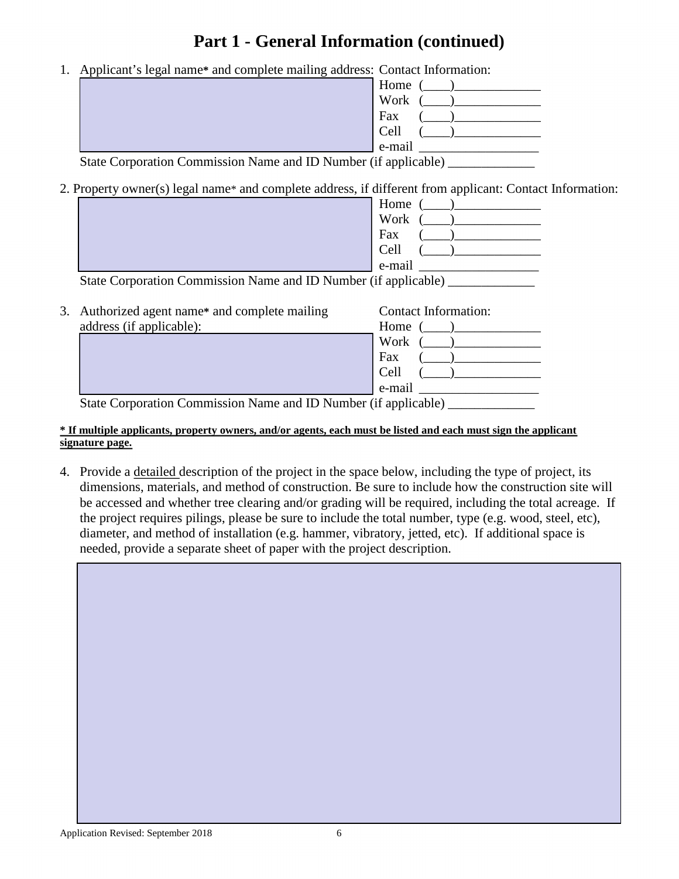# Part 1 - General Information (continued)

1. Applicant's legal name* and complete mailing address:

   Contact Information:
   Home (____)_____________
   Work (____)_____________
   Fax (____)_____________
   Cell (____)_____________
   e-mail __________________

   State Corporation Commission Name and ID Number (if applicable) _____________

2. Property owner(s) legal name* and complete address, if different from applicant:

   Contact Information:
   Home (____)_____________
   Work (____)_____________
   Fax (____)_____________
   Cell (____)_____________
   e-mail __________________

   State Corporation Commission Name and ID Number (if applicable) _____________

3. Authorized agent name* and complete mailing address (if applicable):

   Contact Information:
   Home (____)_____________
   Work (____)_____________
   Fax (____)_____________
   Cell (____)_____________
   e-mail __________________

   State Corporation Commission Name and ID Number (if applicable) _____________

**\* If multiple applicants, property owners, and/or agents, each must be listed and each must sign the applicant signature page.**

4. Provide a detailed description of the project in the space below, including the type of project, its dimensions, materials, and method of construction. Be sure to include how the construction site will be accessed and whether tree clearing and/or grading will be required, including the total acreage. If the project requires pilings, please be sure to include the total number, type (e.g. wood, steel, etc), diameter, and method of installation (e.g. hammer, vibratory, jetted, etc). If additional space is needed, provide a separate sheet of paper with the project description.

Application Revised: September 2018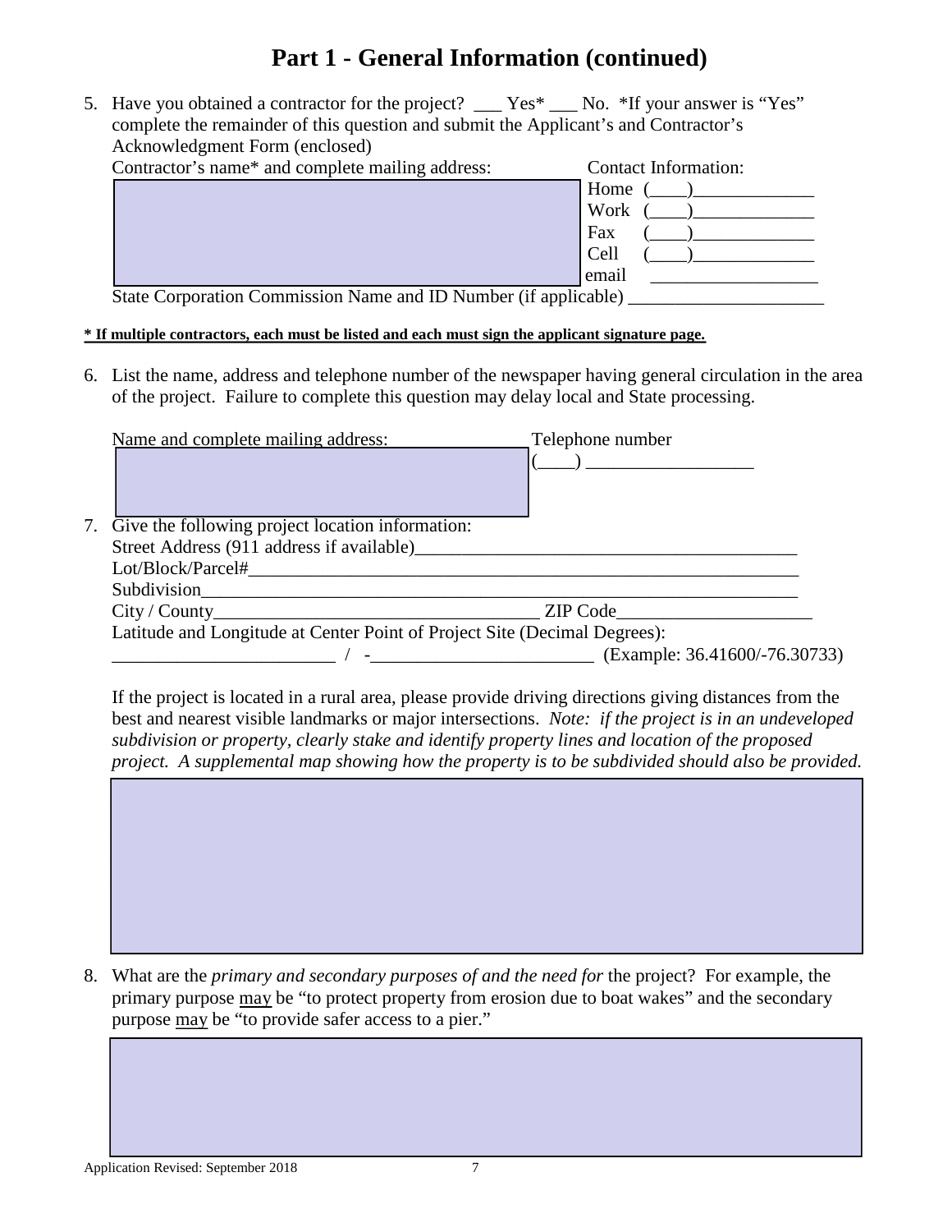# Part 1 - General Information (continued)

5. Have you obtained a contractor for the project? ___ Yes* ___ No. *If your answer is "Yes" complete the remainder of this question and submit the Applicant's and Contractor's Acknowledgment Form (enclosed)

   Contractor's name* and complete mailing address:

   Contact Information:
   Home (____)_____________
   Work (____)_____________
   Fax (____)_____________
   Cell (____)_____________
   email _________________

   State Corporation Commission Name and ID Number (if applicable) _____________________

**<u>* If multiple contractors, each must be listed and each must sign the applicant signature page.</u>**

6. List the name, address and telephone number of the newspaper having general circulation in the area of the project. Failure to complete this question may delay local and State processing.

   <u>Name and complete mailing address:</u>

   Telephone number
   (____) __________________

7. Give the following project location information:

   Street Address (911 address if available)_________________________________________
   Lot/Block/Parcel#_______________________________________________________________
   Subdivision____________________________________________________________________
   City / County___________________________________ ZIP Code_____________________
   Latitude and Longitude at Center Point of Project Site (Decimal Degrees):
   ________________________ / -________________________ (Example: 36.41600/-76.30733)

   If the project is located in a rural area, please provide driving directions giving distances from the best and nearest visible landmarks or major intersections. *Note: if the project is in an undeveloped subdivision or property, clearly stake and identify property lines and location of the proposed project. A supplemental map showing how the property is to be subdivided should also be provided.*

8. What are the *primary and secondary purposes of and the need for* the project? For example, the primary purpose <u>may</u> be "to protect property from erosion due to boat wakes" and the secondary purpose <u>may</u> be "to provide safer access to a pier."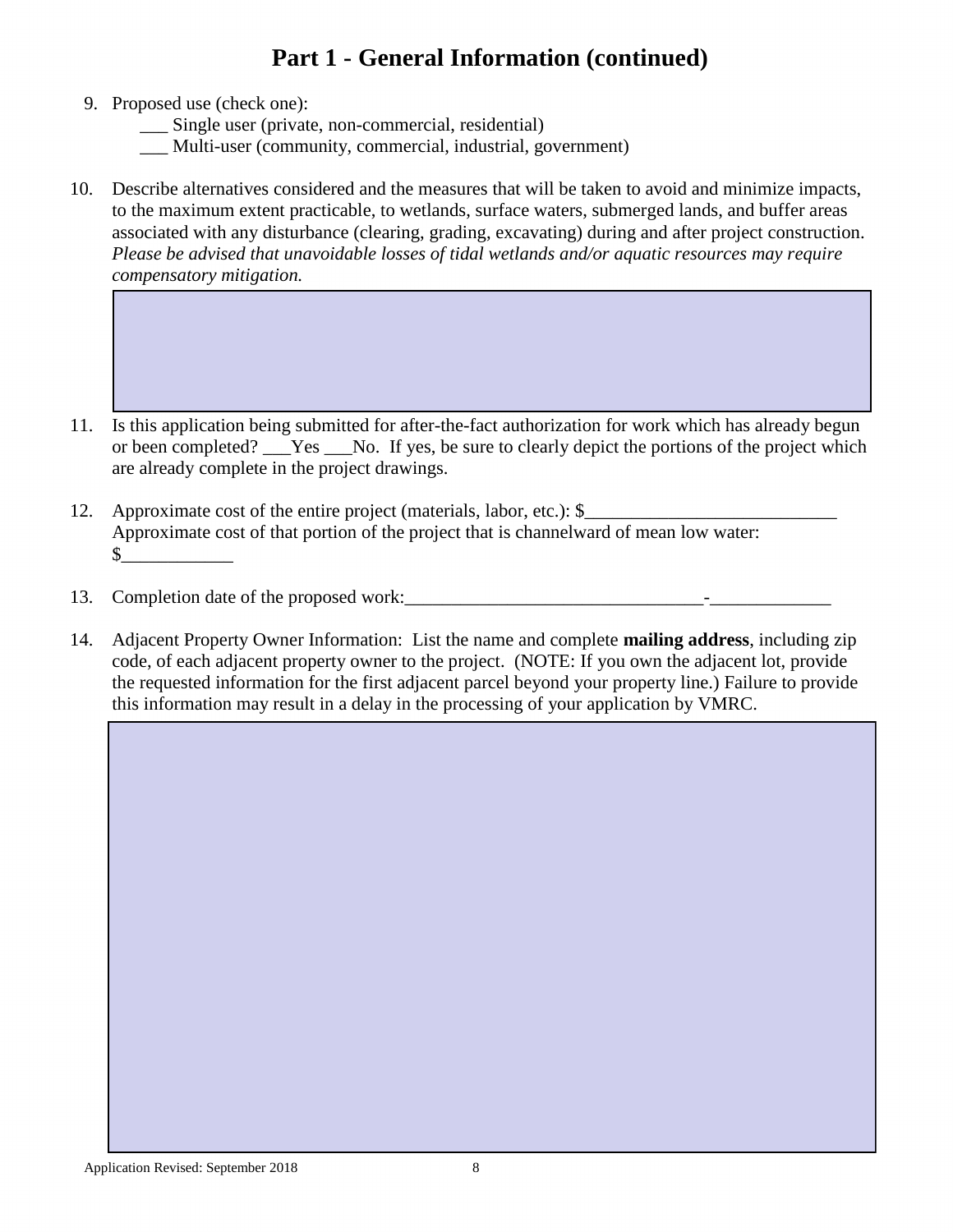# Part 1 - General Information (continued)

9. Proposed use (check one):
   ___ Single user (private, non-commercial, residential)
   ___ Multi-user (community, commercial, industrial, government)

10. Describe alternatives considered and the measures that will be taken to avoid and minimize impacts, to the maximum extent practicable, to wetlands, surface waters, submerged lands, and buffer areas associated with any disturbance (clearing, grading, excavating) during and after project construction. *Please be advised that unavoidable losses of tidal wetlands and/or aquatic resources may require compensatory mitigation.*

11. Is this application being submitted for after-the-fact authorization for work which has already begun or been completed? ___Yes ___No. If yes, be sure to clearly depict the portions of the project which are already complete in the project drawings.

12. Approximate cost of the entire project (materials, labor, etc.): $___________________________
    Approximate cost of that portion of the project that is channelward of mean low water: $____________

13. Completion date of the proposed work:________________________________-_____________

14. Adjacent Property Owner Information: List the name and complete **mailing address**, including zip code, of each adjacent property owner to the project. (NOTE: If you own the adjacent lot, provide the requested information for the first adjacent parcel beyond your property line.) Failure to provide this information may result in a delay in the processing of your application by VMRC.

Application Revised: September 2018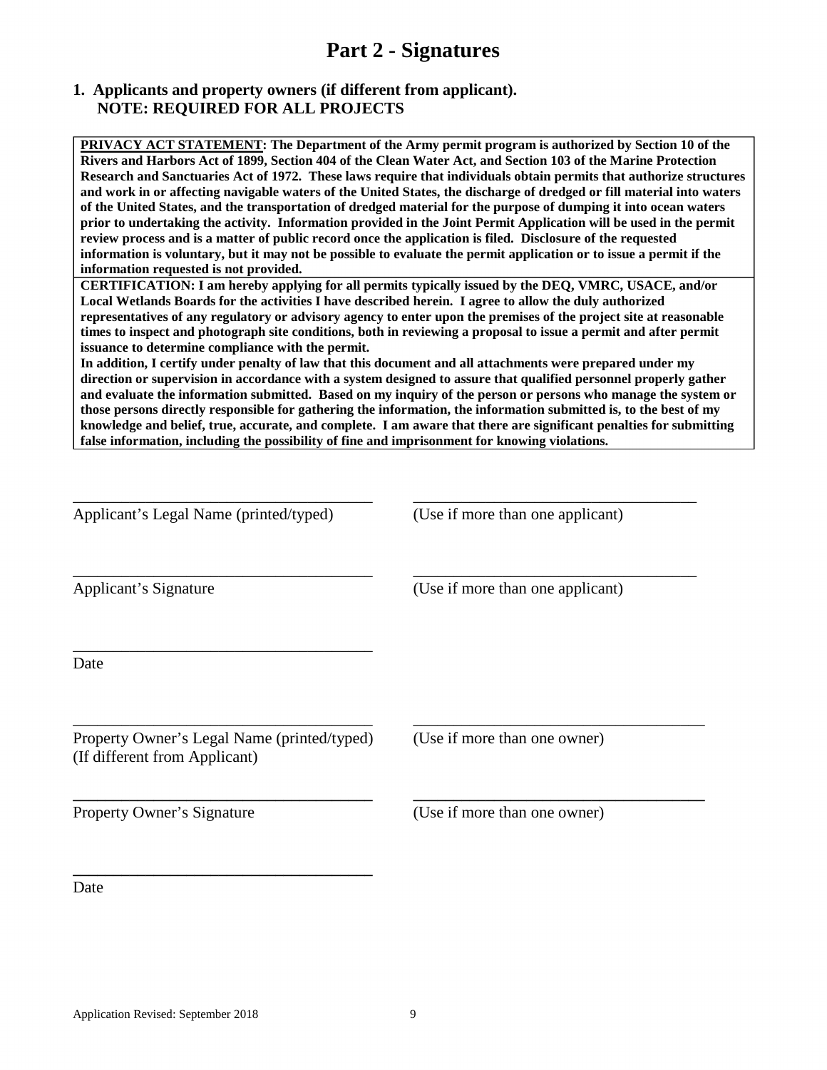# Part 2 - Signatures

**1. Applicants and property owners (if different from applicant).**
**NOTE: REQUIRED FOR ALL PROJECTS**

**<u>PRIVACY ACT STATEMENT</u>: The Department of the Army permit program is authorized by Section 10 of the Rivers and Harbors Act of 1899, Section 404 of the Clean Water Act, and Section 103 of the Marine Protection Research and Sanctuaries Act of 1972. These laws require that individuals obtain permits that authorize structures and work in or affecting navigable waters of the United States, the discharge of dredged or fill material into waters of the United States, and the transportation of dredged material for the purpose of dumping it into ocean waters prior to undertaking the activity. Information provided in the Joint Permit Application will be used in the permit review process and is a matter of public record once the application is filed. Disclosure of the requested information is voluntary, but it may not be possible to evaluate the permit application or to issue a permit if the information requested is not provided.**

**CERTIFICATION: I am hereby applying for all permits typically issued by the DEQ, VMRC, USACE, and/or Local Wetlands Boards for the activities I have described herein. I agree to allow the duly authorized representatives of any regulatory or advisory agency to enter upon the premises of the project site at reasonable times to inspect and photograph site conditions, both in reviewing a proposal to issue a permit and after permit issuance to determine compliance with the permit.**
**In addition, I certify under penalty of law that this document and all attachments were prepared under my direction or supervision in accordance with a system designed to assure that qualified personnel properly gather and evaluate the information submitted. Based on my inquiry of the person or persons who manage the system or those persons directly responsible for gathering the information, the information submitted is, to the best of my knowledge and belief, true, accurate, and complete. I am aware that there are significant penalties for submitting false information, including the possibility of fine and imprisonment for knowing violations.**

_____________________________________ _____________________________________
Applicant's Legal Name (printed/typed) (Use if more than one applicant)

_____________________________________ _____________________________________
Applicant's Signature (Use if more than one applicant)

_____________________________________
Date

_____________________________________ _____________________________________
Property Owner's Legal Name (printed/typed) (Use if more than one owner)
(If different from Applicant)

_____________________________________ _____________________________________
Property Owner's Signature (Use if more than one owner)

_____________________________________
Date

Application Revised: September 2018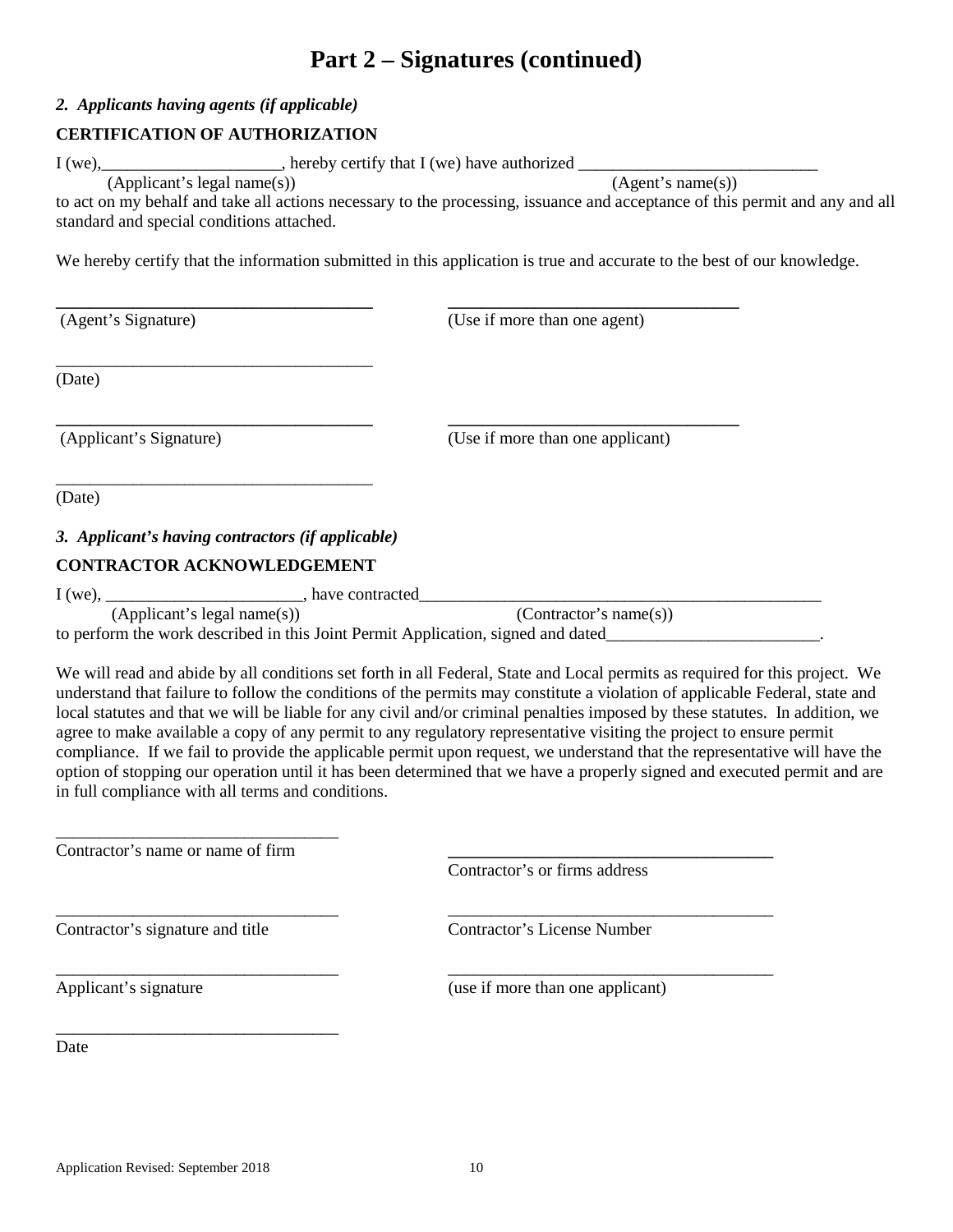# Part 2 – Signatures (continued)

*2. Applicants having agents (if applicable)*

**CERTIFICATION OF AUTHORIZATION**

I (we),_____________________, hereby certify that I (we) have authorized ____________________________
(Applicant's legal name(s)) (Agent's name(s))
to act on my behalf and take all actions necessary to the processing, issuance and acceptance of this permit and any and all standard and special conditions attached.

We hereby certify that the information submitted in this application is true and accurate to the best of our knowledge.

_____________________________________ _________________________________
(Agent's Signature) (Use if more than one agent)

_____________________________________
(Date)

_____________________________________ _________________________________
(Applicant's Signature) (Use if more than one applicant)

_____________________________________
(Date)

*3. Applicant's having contractors (if applicable)*

**CONTRACTOR ACKNOWLEDGEMENT**

I (we), _______________________, have contracted_________________________________________________
(Applicant's legal name(s)) (Contractor's name(s))
to perform the work described in this Joint Permit Application, signed and dated_________________________.

We will read and abide by all conditions set forth in all Federal, State and Local permits as required for this project. We understand that failure to follow the conditions of the permits may constitute a violation of applicable Federal, state and local statutes and that we will be liable for any civil and/or criminal penalties imposed by these statutes. In addition, we agree to make available a copy of any permit to any regulatory representative visiting the project to ensure permit compliance. If we fail to provide the applicable permit upon request, we understand that the representative will have the option of stopping our operation until it has been determined that we have a properly signed and executed permit and are in full compliance with all terms and conditions.

_________________________________
Contractor's name or name of firm

_____________________________________
Contractor's or firms address

_________________________________ _____________________________________
Contractor's signature and title Contractor's License Number

_________________________________ _____________________________________
Applicant's signature (use if more than one applicant)

_________________________________
Date

Application Revised: September 2018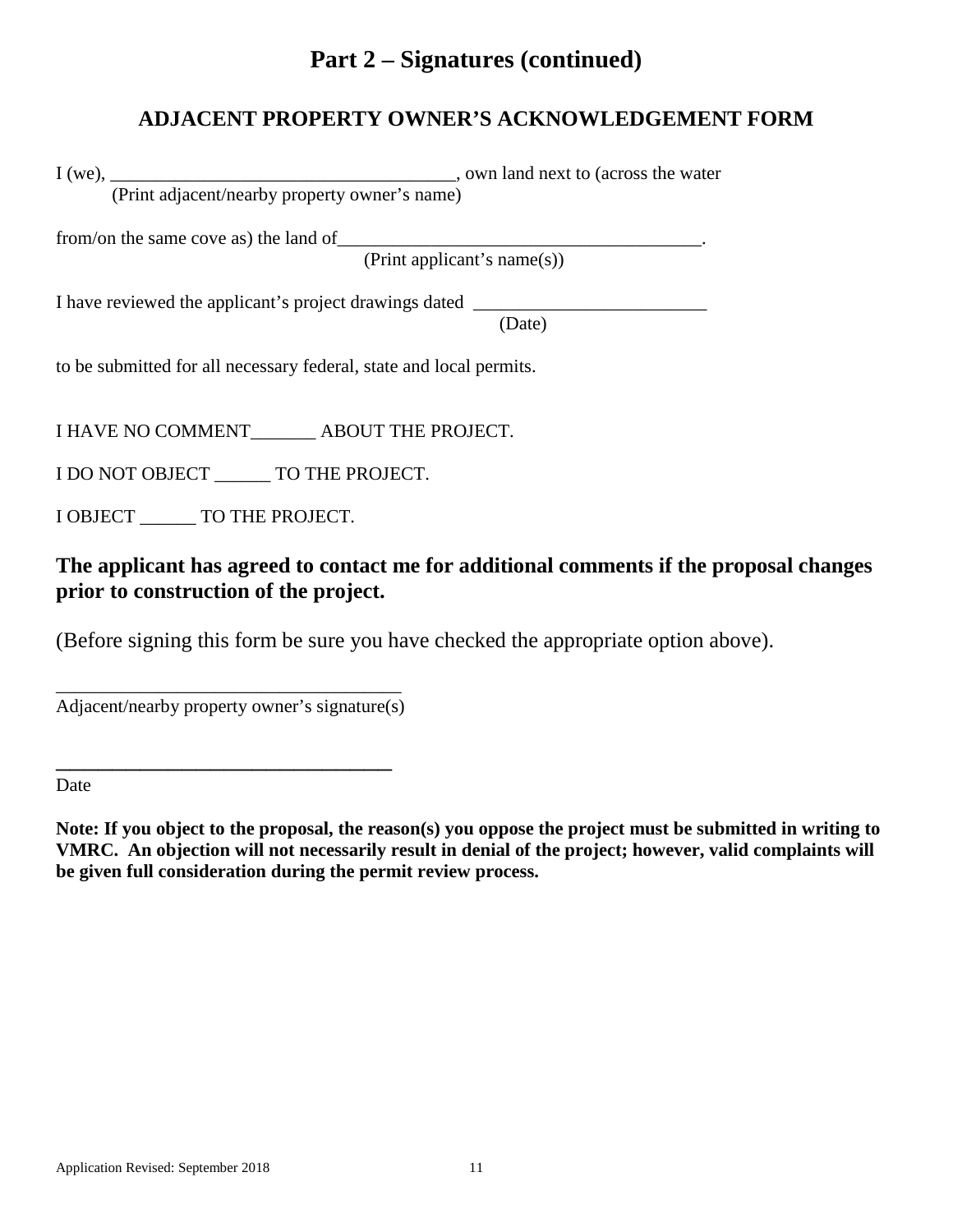# Part 2 – Signatures (continued)

## ADJACENT PROPERTY OWNER'S ACKNOWLEDGEMENT FORM

I (we), _____________________________________, own land next to (across the water
(Print adjacent/nearby property owner's name)

from/on the same cove as) the land of________________________________________.
(Print applicant's name(s))

I have reviewed the applicant's project drawings dated _________________________
(Date)

to be submitted for all necessary federal, state and local permits.

I HAVE NO COMMENT_______ ABOUT THE PROJECT.

I DO NOT OBJECT ______ TO THE PROJECT.

I OBJECT ______ TO THE PROJECT.

**The applicant has agreed to contact me for additional comments if the proposal changes prior to construction of the project.**

(Before signing this form be sure you have checked the appropriate option above).

_____________________________________
Adjacent/nearby property owner's signature(s)

_____________________________________
Date

**Note: If you object to the proposal, the reason(s) you oppose the project must be submitted in writing to VMRC. An objection will not necessarily result in denial of the project; however, valid complaints will be given full consideration during the permit review process.**

Application Revised: September 2018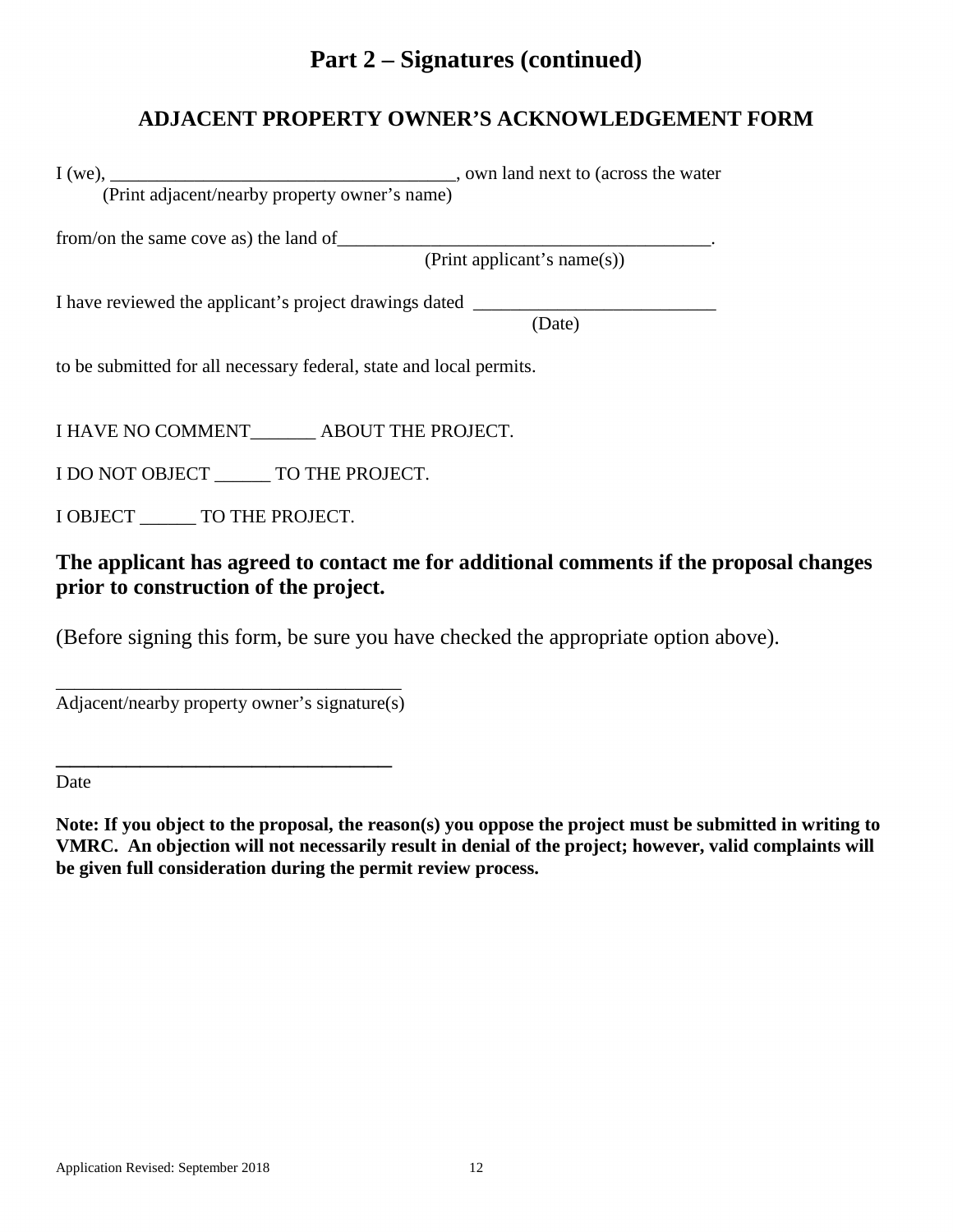# Part 2 – Signatures (continued)

## ADJACENT PROPERTY OWNER'S ACKNOWLEDGEMENT FORM

I (we), ____________________________________, own land next to (across the water
(Print adjacent/nearby property owner's name)

from/on the same cove as) the land of_________________________________________.
(Print applicant's name(s))

I have reviewed the applicant's project drawings dated __________________________
(Date)

to be submitted for all necessary federal, state and local permits.

I HAVE NO COMMENT_______ ABOUT THE PROJECT.

I DO NOT OBJECT ______ TO THE PROJECT.

I OBJECT ______ TO THE PROJECT.

**The applicant has agreed to contact me for additional comments if the proposal changes prior to construction of the project.**

(Before signing this form, be sure you have checked the appropriate option above).

____________________________________
Adjacent/nearby property owner's signature(s)

____________________________________
Date

**Note: If you object to the proposal, the reason(s) you oppose the project must be submitted in writing to VMRC. An objection will not necessarily result in denial of the project; however, valid complaints will be given full consideration during the permit review process.**

Application Revised: September 2018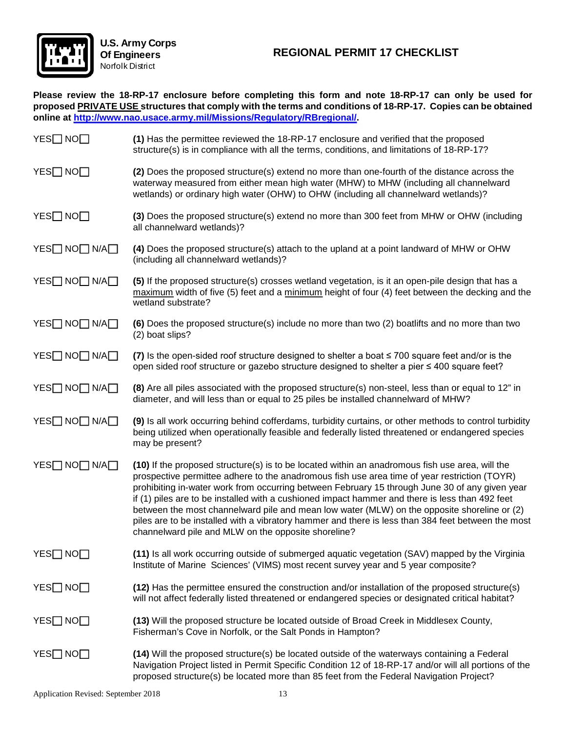**U.S. Army Corps Of Engineers**
Norfolk District

# REGIONAL PERMIT 17 CHECKLIST

**Please review the 18-RP-17 enclosure before completing this form and note 18-RP-17 can only be used for proposed PRIVATE USE structures that comply with the terms and conditions of 18-RP-17. Copies can be obtained online at [http://www.nao.usace.army.mil/Missions/Regulatory/RBregional/](http://www.nao.usace.army.mil/Missions/Regulatory/RBregional/).**

YES☐ NO☐ **(1)** Has the permittee reviewed the 18-RP-17 enclosure and verified that the proposed structure(s) is in compliance with all the terms, conditions, and limitations of 18-RP-17?

YES☐ NO☐ **(2)** Does the proposed structure(s) extend no more than one-fourth of the distance across the waterway measured from either mean high water (MHW) to MHW (including all channelward wetlands) or ordinary high water (OHW) to OHW (including all channelward wetlands)?

YES☐ NO☐ **(3)** Does the proposed structure(s) extend no more than 300 feet from MHW or OHW (including all channelward wetlands)?

YES☐ NO☐ N/A☐ **(4)** Does the proposed structure(s) attach to the upland at a point landward of MHW or OHW (including all channelward wetlands)?

YES☐ NO☐ N/A☐ **(5)** If the proposed structure(s) crosses wetland vegetation, is it an open-pile design that has a maximum width of five (5) feet and a minimum height of four (4) feet between the decking and the wetland substrate?

YES☐ NO☐ N/A☐ **(6)** Does the proposed structure(s) include no more than two (2) boatlifts and no more than two (2) boat slips?

YES☐ NO☐ N/A☐ **(7)** Is the open-sided roof structure designed to shelter a boat ≤ 700 square feet and/or is the open sided roof structure or gazebo structure designed to shelter a pier ≤ 400 square feet?

YES☐ NO☐ N/A☐ **(8)** Are all piles associated with the proposed structure(s) non-steel, less than or equal to 12" in diameter, and will less than or equal to 25 piles be installed channelward of MHW?

YES☐ NO☐ N/A☐ **(9)** Is all work occurring behind cofferdams, turbidity curtains, or other methods to control turbidity being utilized when operationally feasible and federally listed threatened or endangered species may be present?

YES☐ NO☐ N/A☐ **(10)** If the proposed structure(s) is to be located within an anadromous fish use area, will the prospective permittee adhere to the anadromous fish use area time of year restriction (TOYR) prohibiting in-water work from occurring between February 15 through June 30 of any given year if (1) piles are to be installed with a cushioned impact hammer and there is less than 492 feet between the most channelward pile and mean low water (MLW) on the opposite shoreline or (2) piles are to be installed with a vibratory hammer and there is less than 384 feet between the most channelward pile and MLW on the opposite shoreline?

YES☐ NO☐ **(11)** Is all work occurring outside of submerged aquatic vegetation (SAV) mapped by the Virginia Institute of Marine Sciences' (VIMS) most recent survey year and 5 year composite?

YES☐ NO☐ **(12)** Has the permittee ensured the construction and/or installation of the proposed structure(s) will not affect federally listed threatened or endangered species or designated critical habitat?

YES☐ NO☐ **(13)** Will the proposed structure be located outside of Broad Creek in Middlesex County, Fisherman's Cove in Norfolk, or the Salt Ponds in Hampton?

YES☐ NO☐ **(14)** Will the proposed structure(s) be located outside of the waterways containing a Federal Navigation Project listed in Permit Specific Condition 12 of 18-RP-17 and/or will all portions of the proposed structure(s) be located more than 85 feet from the Federal Navigation Project?

Application Revised: September 2018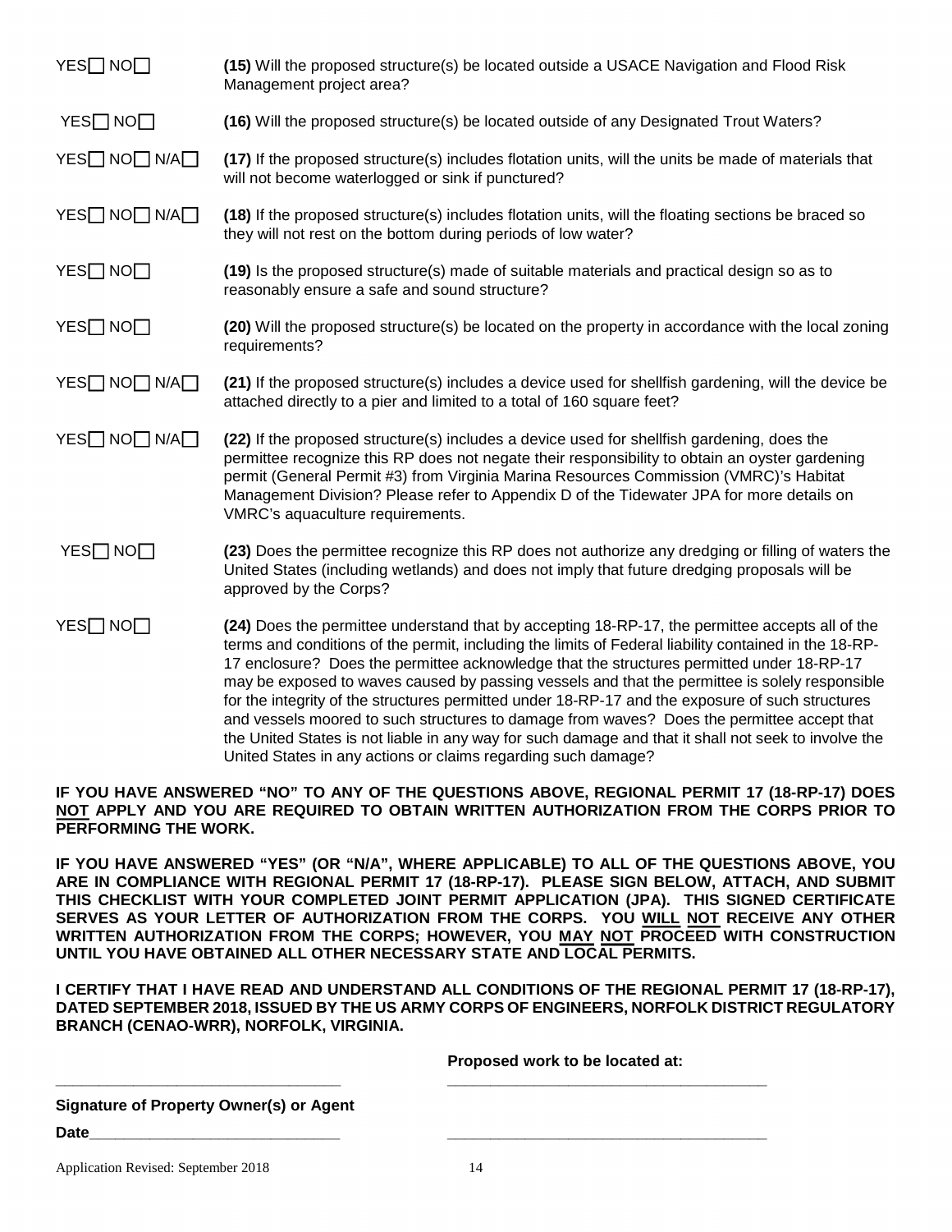YES☐ NO☐ **(15)** Will the proposed structure(s) be located outside a USACE Navigation and Flood Risk Management project area?

YES☐ NO☐ **(16)** Will the proposed structure(s) be located outside of any Designated Trout Waters?

YES☐ NO☐ N/A☐ **(17)** If the proposed structure(s) includes flotation units, will the units be made of materials that will not become waterlogged or sink if punctured?

YES☐ NO☐ N/A☐ **(18)** If the proposed structure(s) includes flotation units, will the floating sections be braced so they will not rest on the bottom during periods of low water?

YES☐ NO☐ **(19)** Is the proposed structure(s) made of suitable materials and practical design so as to reasonably ensure a safe and sound structure?

YES☐ NO☐ **(20)** Will the proposed structure(s) be located on the property in accordance with the local zoning requirements?

YES☐ NO☐ N/A☐ **(21)** If the proposed structure(s) includes a device used for shellfish gardening, will the device be attached directly to a pier and limited to a total of 160 square feet?

YES☐ NO☐ N/A☐ **(22)** If the proposed structure(s) includes a device used for shellfish gardening, does the permittee recognize this RP does not negate their responsibility to obtain an oyster gardening permit (General Permit #3) from Virginia Marina Resources Commission (VMRC)'s Habitat Management Division? Please refer to Appendix D of the Tidewater JPA for more details on VMRC's aquaculture requirements.

YES☐ NO☐ **(23)** Does the permittee recognize this RP does not authorize any dredging or filling of waters the United States (including wetlands) and does not imply that future dredging proposals will be approved by the Corps?

YES☐ NO☐ **(24)** Does the permittee understand that by accepting 18-RP-17, the permittee accepts all of the terms and conditions of the permit, including the limits of Federal liability contained in the 18-RP-17 enclosure? Does the permittee acknowledge that the structures permitted under 18-RP-17 may be exposed to waves caused by passing vessels and that the permittee is solely responsible for the integrity of the structures permitted under 18-RP-17 and the exposure of such structures and vessels moored to such structures to damage from waves? Does the permittee accept that the United States is not liable in any way for such damage and that it shall not seek to involve the United States in any actions or claims regarding such damage?

**IF YOU HAVE ANSWERED "NO" TO ANY OF THE QUESTIONS ABOVE, REGIONAL PERMIT 17 (18-RP-17) DOES <u>NOT</u> APPLY AND YOU ARE REQUIRED TO OBTAIN WRITTEN AUTHORIZATION FROM THE CORPS PRIOR TO PERFORMING THE WORK.**

**IF YOU HAVE ANSWERED "YES" (OR "N/A", WHERE APPLICABLE) TO ALL OF THE QUESTIONS ABOVE, YOU ARE IN COMPLIANCE WITH REGIONAL PERMIT 17 (18-RP-17). PLEASE SIGN BELOW, ATTACH, AND SUBMIT THIS CHECKLIST WITH YOUR COMPLETED JOINT PERMIT APPLICATION (JPA). THIS SIGNED CERTIFICATE SERVES AS YOUR LETTER OF AUTHORIZATION FROM THE CORPS. YOU <u>WILL</u> <u>NOT</u> RECEIVE ANY OTHER WRITTEN AUTHORIZATION FROM THE CORPS; HOWEVER, YOU <u>MAY</u> <u>NOT</u> PROCEED WITH CONSTRUCTION UNTIL YOU HAVE OBTAINED ALL OTHER NECESSARY STATE AND LOCAL PERMITS.**

**I CERTIFY THAT I HAVE READ AND UNDERSTAND ALL CONDITIONS OF THE REGIONAL PERMIT 17 (18-RP-17), DATED SEPTEMBER 2018, ISSUED BY THE US ARMY CORPS OF ENGINEERS, NORFOLK DISTRICT REGULATORY BRANCH (CENAO-WRR), NORFOLK, VIRGINIA.**

**Proposed work to be located at:**

\_\_\_\_\_\_\_\_\_\_\_\_\_\_\_\_\_\_\_\_\_\_\_\_\_\_\_\_\_\_\_\_\_\_ \_\_\_\_\_\_\_\_\_\_\_\_\_\_\_\_\_\_\_\_\_\_\_\_\_\_\_\_\_\_\_\_\_\_\_\_\_\_\_\_

**Signature of Property Owner(s) or Agent**

**Date**\_\_\_\_\_\_\_\_\_\_\_\_\_\_\_\_\_\_\_\_\_\_\_\_\_\_\_\_\_\_ \_\_\_\_\_\_\_\_\_\_\_\_\_\_\_\_\_\_\_\_\_\_\_\_\_\_\_\_\_\_\_\_\_\_\_\_\_\_\_\_

Application Revised: September 2018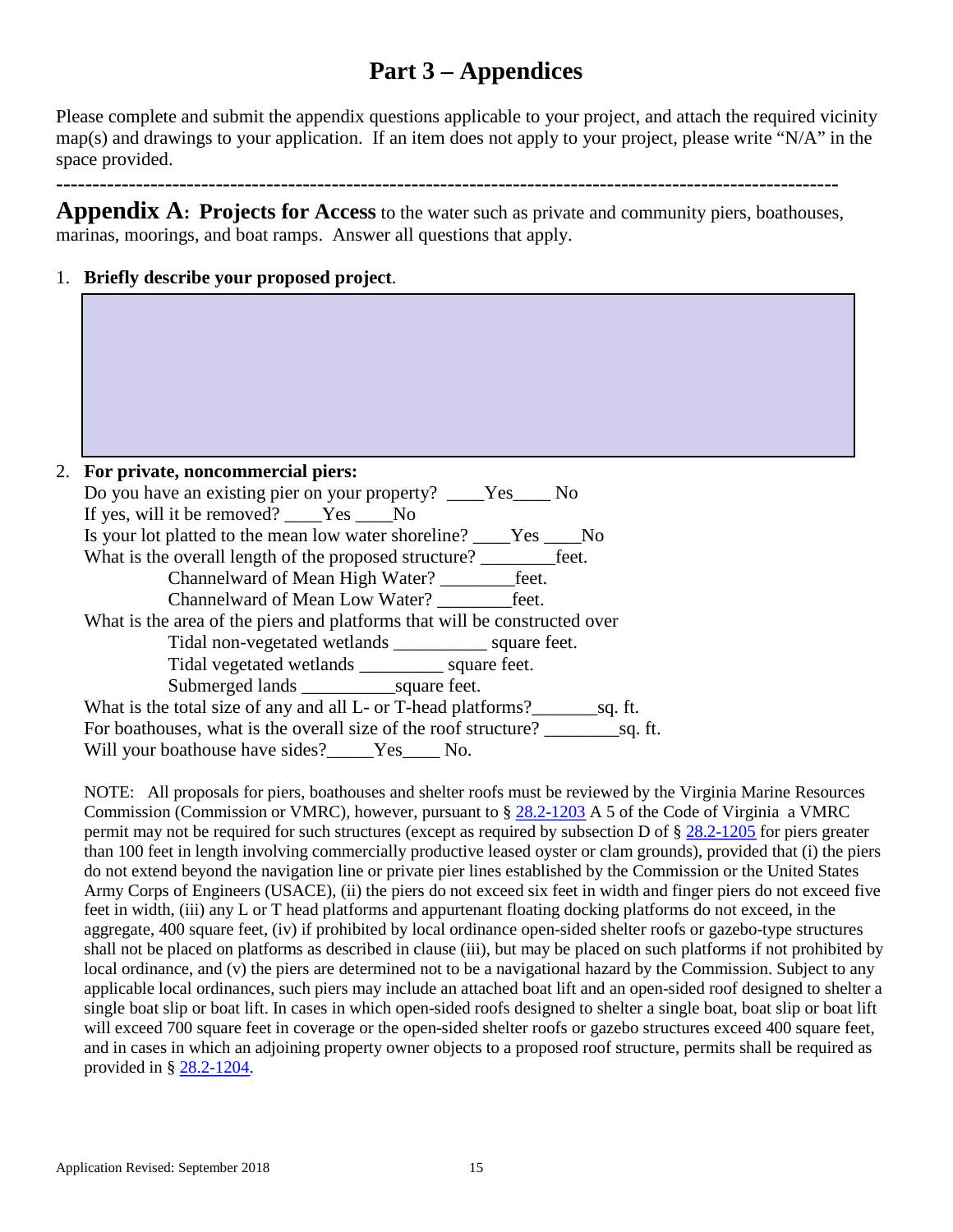# Part 3 – Appendices

Please complete and submit the appendix questions applicable to your project, and attach the required vicinity map(s) and drawings to your application. If an item does not apply to your project, please write "N/A" in the space provided.

---

**Appendix A: Projects for Access** to the water such as private and community piers, boathouses, marinas, moorings, and boat ramps. Answer all questions that apply.

1. **Briefly describe your proposed project**.

2. **For private, noncommercial piers:**
   Do you have an existing pier on your property? ____Yes____ No
   If yes, will it be removed? ____Yes ____No
   Is your lot platted to the mean low water shoreline? ____Yes ____No
   What is the overall length of the proposed structure? ________feet.
   Channelward of Mean High Water? ________feet.
   Channelward of Mean Low Water? ________feet.
   What is the area of the piers and platforms that will be constructed over
   Tidal non-vegetated wetlands __________ square feet.
   Tidal vegetated wetlands _________ square feet.
   Submerged lands __________square feet.
   What is the total size of any and all L- or T-head platforms?_______sq. ft.
   For boathouses, what is the overall size of the roof structure? ________sq. ft.
   Will your boathouse have sides?_____Yes____ No.

   NOTE: All proposals for piers, boathouses and shelter roofs must be reviewed by the Virginia Marine Resources Commission (Commission or VMRC), however, pursuant to § 28.2-1203 A 5 of the Code of Virginia a VMRC permit may not be required for such structures (except as required by subsection D of § 28.2-1205 for piers greater than 100 feet in length involving commercially productive leased oyster or clam grounds), provided that (i) the piers do not extend beyond the navigation line or private pier lines established by the Commission or the United States Army Corps of Engineers (USACE), (ii) the piers do not exceed six feet in width and finger piers do not exceed five feet in width, (iii) any L or T head platforms and appurtenant floating docking platforms do not exceed, in the aggregate, 400 square feet, (iv) if prohibited by local ordinance open-sided shelter roofs or gazebo-type structures shall not be placed on platforms as described in clause (iii), but may be placed on such platforms if not prohibited by local ordinance, and (v) the piers are determined not to be a navigational hazard by the Commission. Subject to any applicable local ordinances, such piers may include an attached boat lift and an open-sided roof designed to shelter a single boat slip or boat lift. In cases in which open-sided roofs designed to shelter a single boat, boat slip or boat lift will exceed 700 square feet in coverage or the open-sided shelter roofs or gazebo structures exceed 400 square feet, and in cases in which an adjoining property owner objects to a proposed roof structure, permits shall be required as provided in § 28.2-1204.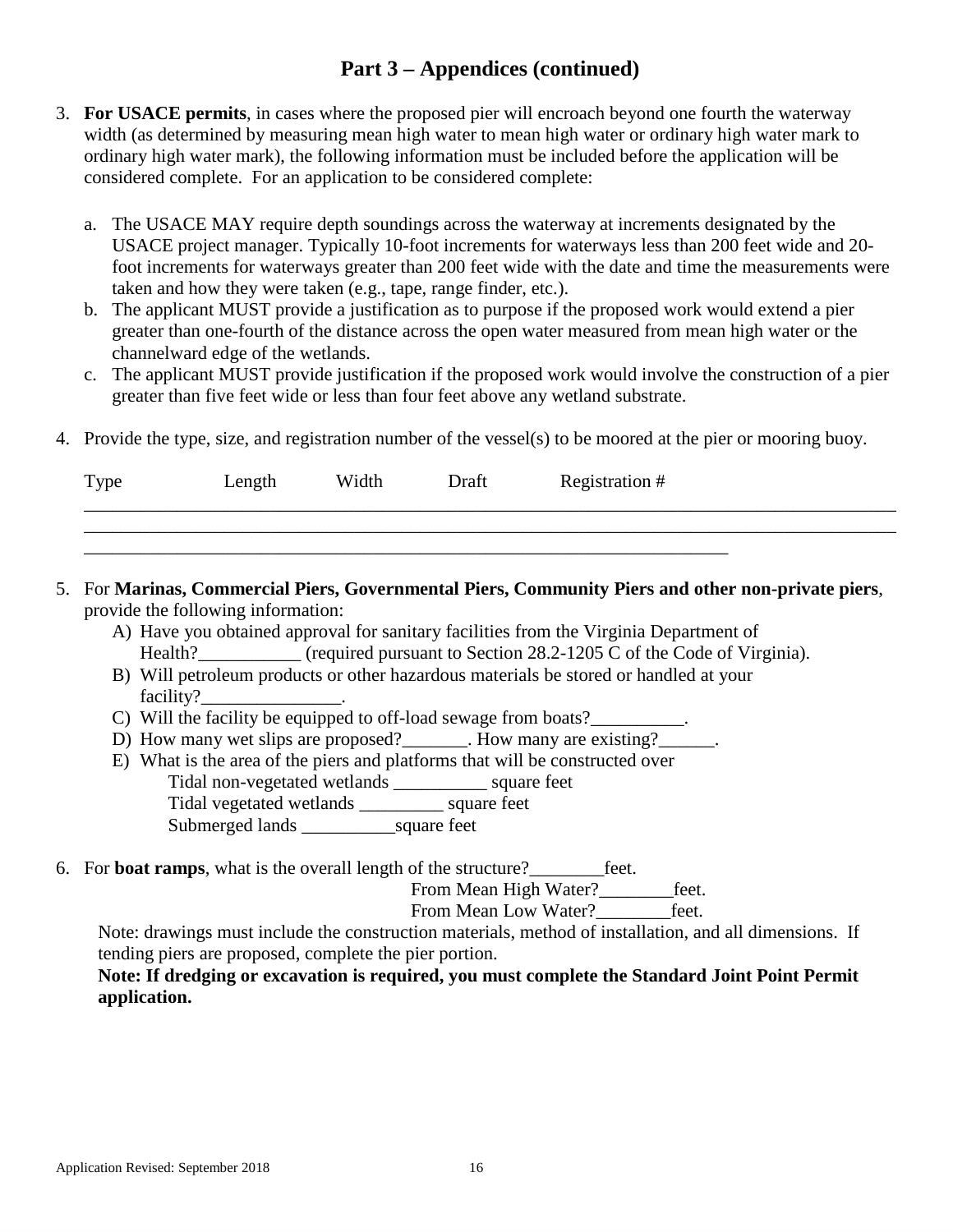## Part 3 – Appendices (continued)

3. **For USACE permits**, in cases where the proposed pier will encroach beyond one fourth the waterway width (as determined by measuring mean high water to mean high water or ordinary high water mark to ordinary high water mark), the following information must be included before the application will be considered complete. For an application to be considered complete:

   a. The USACE MAY require depth soundings across the waterway at increments designated by the USACE project manager. Typically 10-foot increments for waterways less than 200 feet wide and 20-foot increments for waterways greater than 200 feet wide with the date and time the measurements were taken and how they were taken (e.g., tape, range finder, etc.).

   b. The applicant MUST provide a justification as to purpose if the proposed work would extend a pier greater than one-fourth of the distance across the open water measured from mean high water or the channelward edge of the wetlands.

   c. The applicant MUST provide justification if the proposed work would involve the construction of a pier greater than five feet wide or less than four feet above any wetland substrate.

4. Provide the type, size, and registration number of the vessel(s) to be moored at the pier or mooring buoy.

   Type Length Width Draft Registration #

   ______________________________________________________________________________
   ______________________________________________________________________________
   ____________________________________________________________

5. For **Marinas, Commercial Piers, Governmental Piers, Community Piers and other non-private piers**, provide the following information:

   A) Have you obtained approval for sanitary facilities from the Virginia Department of Health?___________ (required pursuant to Section 28.2-1205 C of the Code of Virginia).

   B) Will petroleum products or other hazardous materials be stored or handled at your facility?_______________.

   C) Will the facility be equipped to off-load sewage from boats?__________.

   D) How many wet slips are proposed?_______. How many are existing?______.

   E) What is the area of the piers and platforms that will be constructed over
      Tidal non-vegetated wetlands __________ square feet
      Tidal vegetated wetlands _________ square feet
      Submerged lands __________square feet

6. For **boat ramps**, what is the overall length of the structure?________feet.
   From Mean High Water?________feet.
   From Mean Low Water?________feet.

   Note: drawings must include the construction materials, method of installation, and all dimensions. If tending piers are proposed, complete the pier portion.

   **Note: If dredging or excavation is required, you must complete the Standard Joint Point Permit application.**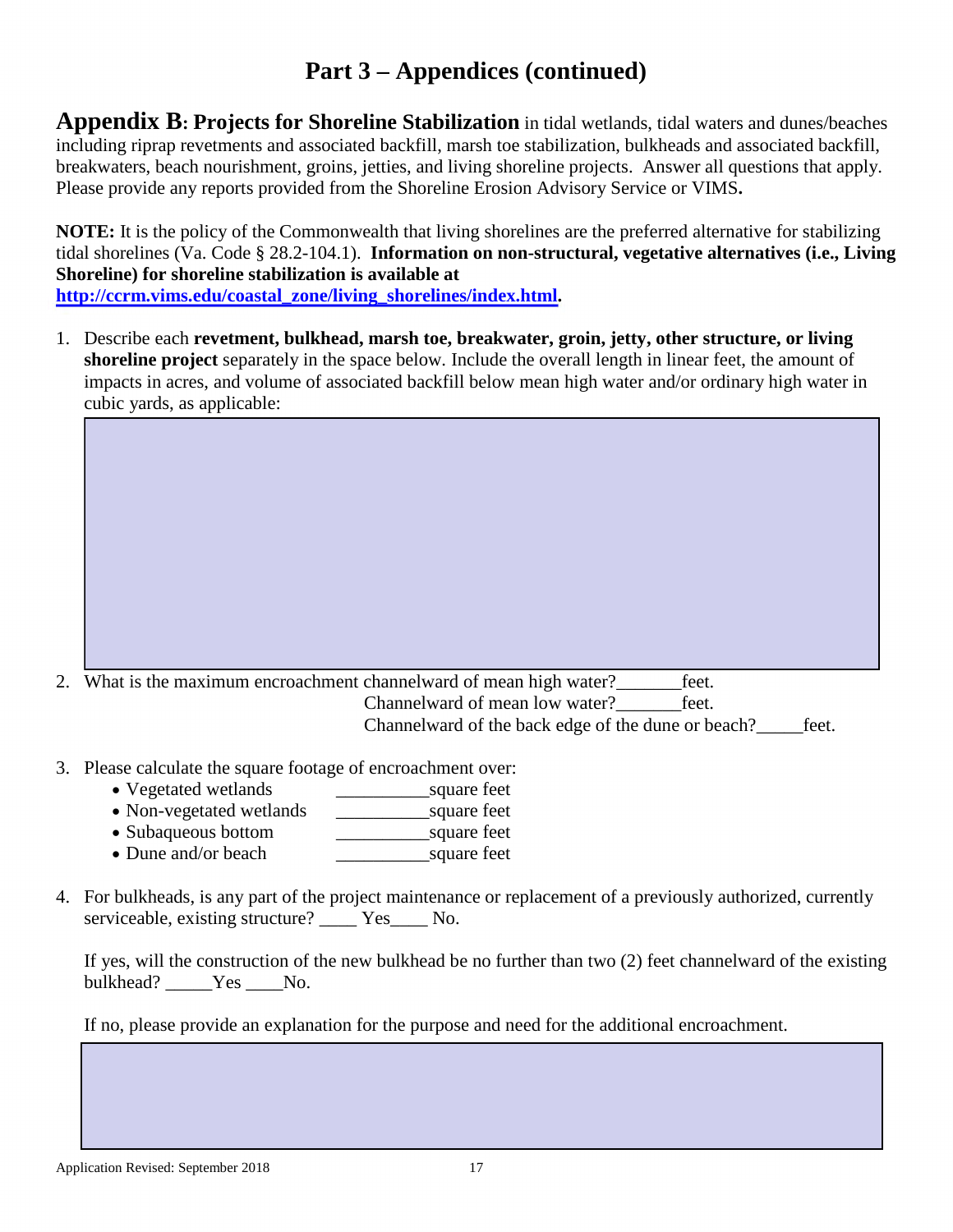# Part 3 – Appendices (continued)

**Appendix B: Projects for Shoreline Stabilization** in tidal wetlands, tidal waters and dunes/beaches including riprap revetments and associated backfill, marsh toe stabilization, bulkheads and associated backfill, breakwaters, beach nourishment, groins, jetties, and living shoreline projects. Answer all questions that apply. Please provide any reports provided from the Shoreline Erosion Advisory Service or VIMS**.**

**NOTE:** It is the policy of the Commonwealth that living shorelines are the preferred alternative for stabilizing tidal shorelines (Va. Code § 28.2-104.1). **Information on non-structural, vegetative alternatives (i.e., Living Shoreline) for shoreline stabilization is available at [http://ccrm.vims.edu/coastal_zone/living_shorelines/index.html](http://ccrm.vims.edu/coastal_zone/living_shorelines/index.html).**

1. Describe each **revetment, bulkhead, marsh toe, breakwater, groin, jetty, other structure, or living shoreline project** separately in the space below. Include the overall length in linear feet, the amount of impacts in acres, and volume of associated backfill below mean high water and/or ordinary high water in cubic yards, as applicable:

2. What is the maximum encroachment channelward of mean high water?_______feet.
   Channelward of mean low water?_______feet.
   Channelward of the back edge of the dune or beach?_____feet.

3. Please calculate the square footage of encroachment over:
   - Vegetated wetlands __________square feet
   - Non-vegetated wetlands __________square feet
   - Subaqueous bottom __________square feet
   - Dune and/or beach __________square feet

4. For bulkheads, is any part of the project maintenance or replacement of a previously authorized, currently serviceable, existing structure? ____ Yes____ No.

   If yes, will the construction of the new bulkhead be no further than two (2) feet channelward of the existing bulkhead? _____Yes ____No.

   If no, please provide an explanation for the purpose and need for the additional encroachment.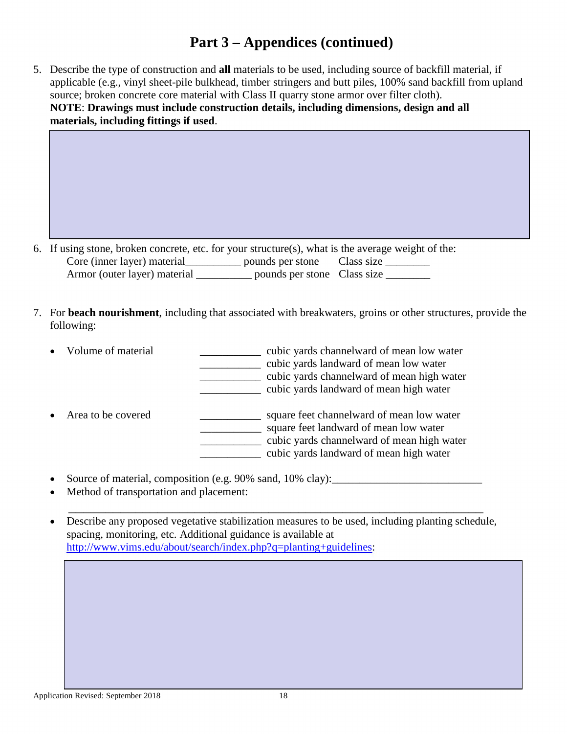# Part 3 – Appendices (continued)

5. Describe the type of construction and **all** materials to be used, including source of backfill material, if applicable (e.g., vinyl sheet-pile bulkhead, timber stringers and butt piles, 100% sand backfill from upland source; broken concrete core material with Class II quarry stone armor over filter cloth).
   **NOTE**: **Drawings must include construction details, including dimensions, design and all materials, including fittings if used**.

6. If using stone, broken concrete, etc. for your structure(s), what is the average weight of the:
   Core (inner layer) material__________ pounds per stone    Class size ________
   Armor (outer layer) material __________ pounds per stone    Class size ________

7. For **beach nourishment**, including that associated with breakwaters, groins or other structures, provide the following:

   - Volume of material
     ___________ cubic yards channelward of mean low water
     ___________ cubic yards landward of mean low water
     ___________ cubic yards channelward of mean high water
     ___________ cubic yards landward of mean high water

   - Area to be covered
     ___________ square feet channelward of mean low water
     ___________ square feet landward of mean low water
     ___________ cubic yards channelward of mean high water
     ___________ cubic yards landward of mean high water

   - Source of material, composition (e.g. 90% sand, 10% clay):___________________________
   - Method of transportation and placement:
     ___________________________________________________________________________
   - Describe any proposed vegetative stabilization measures to be used, including planting schedule, spacing, monitoring, etc. Additional guidance is available at http://www.vims.edu/about/search/index.php?q=planting+guidelines: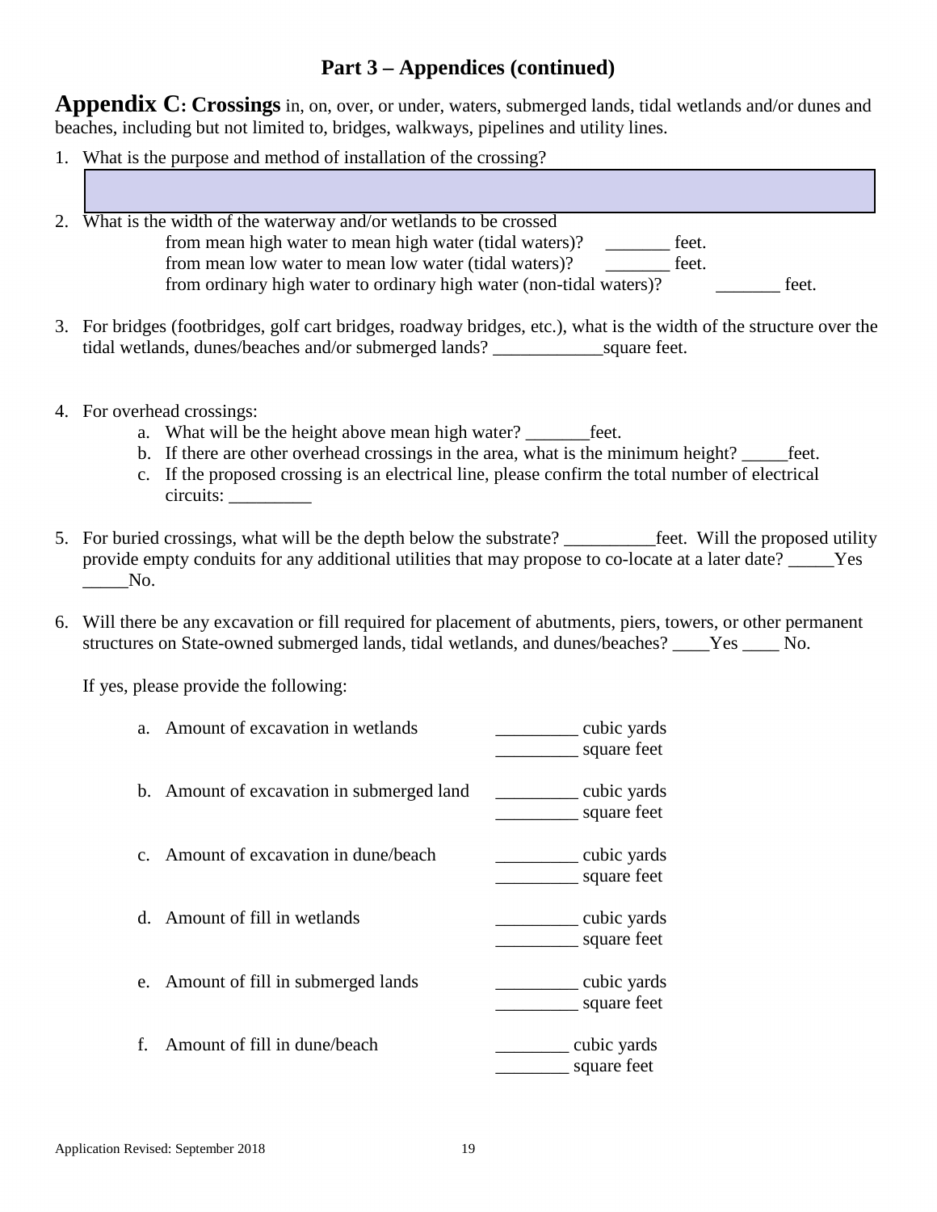## Part 3 – Appendices (continued)

**Appendix C: Crossings** in, on, over, or under, waters, submerged lands, tidal wetlands and/or dunes and beaches, including but not limited to, bridges, walkways, pipelines and utility lines.

1. What is the purpose and method of installation of the crossing?

2. What is the width of the waterway and/or wetlands to be crossed
   - from mean high water to mean high water (tidal waters)? _______ feet.
   - from mean low water to mean low water (tidal waters)? _______ feet.
   - from ordinary high water to ordinary high water (non-tidal waters)? _______ feet.

3. For bridges (footbridges, golf cart bridges, roadway bridges, etc.), what is the width of the structure over the tidal wetlands, dunes/beaches and/or submerged lands? ____________square feet.

4. For overhead crossings:
   a. What will be the height above mean high water? _______feet.
   b. If there are other overhead crossings in the area, what is the minimum height? _____feet.
   c. If the proposed crossing is an electrical line, please confirm the total number of electrical circuits: _________

5. For buried crossings, what will be the depth below the substrate? __________feet. Will the proposed utility provide empty conduits for any additional utilities that may propose to co-locate at a later date? _____Yes _____No.

6. Will there be any excavation or fill required for placement of abutments, piers, towers, or other permanent structures on State-owned submerged lands, tidal wetlands, and dunes/beaches? ____Yes ____ No.

   If yes, please provide the following:

   a. Amount of excavation in wetlands _________ cubic yards
      _________ square feet

   b. Amount of excavation in submerged land _________ cubic yards
      _________ square feet

   c. Amount of excavation in dune/beach _________ cubic yards
      _________ square feet

   d. Amount of fill in wetlands _________ cubic yards
      _________ square feet

   e. Amount of fill in submerged lands _________ cubic yards
      _________ square feet

   f. Amount of fill in dune/beach ________ cubic yards
      ________ square feet

Application Revised: September 2018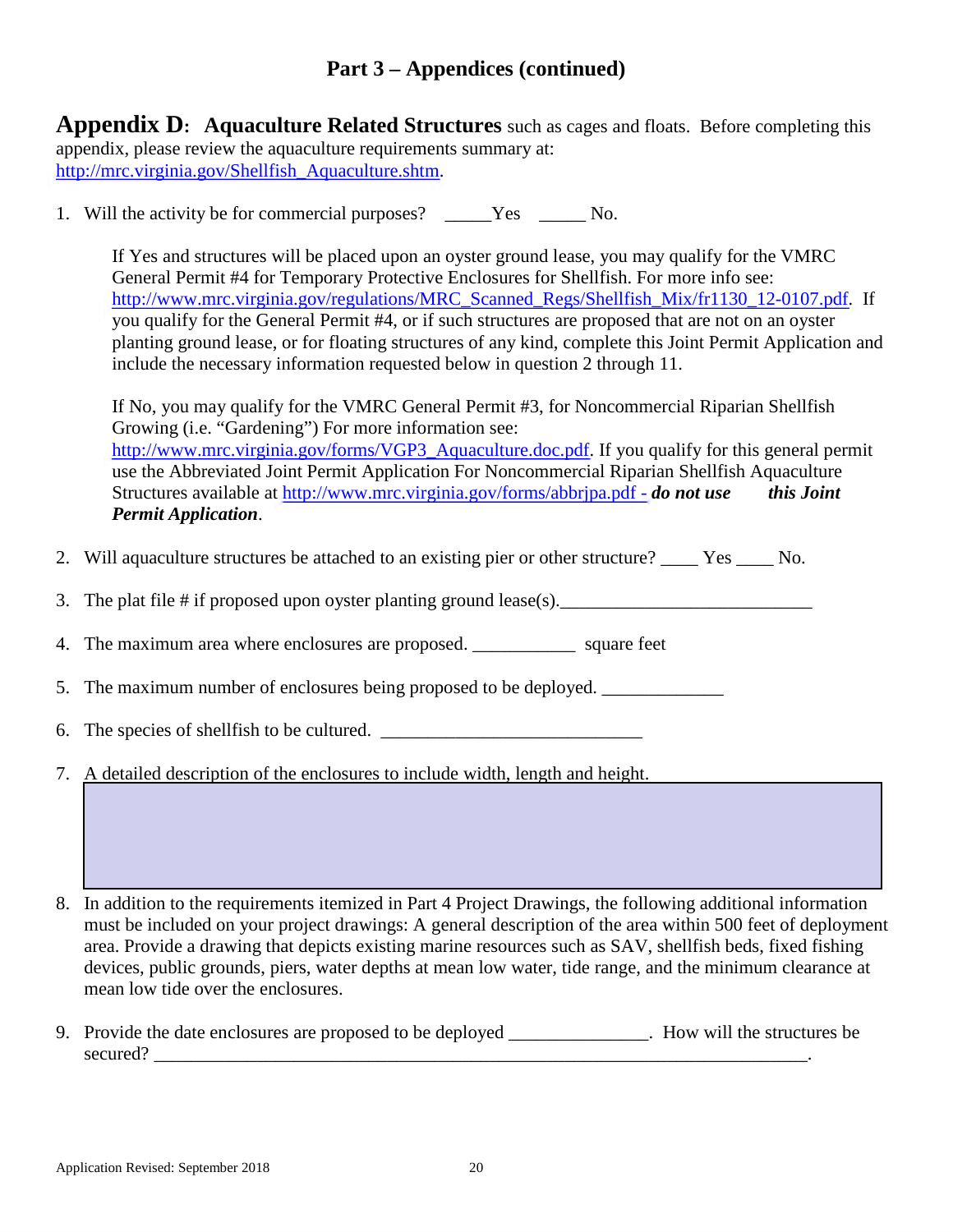## Part 3 – Appendices (continued)

**Appendix D: Aquaculture Related Structures** such as cages and floats. Before completing this appendix, please review the aquaculture requirements summary at: http://mrc.virginia.gov/Shellfish_Aquaculture.shtm.

1. Will the activity be for commercial purposes? _____Yes _____ No.

   If Yes and structures will be placed upon an oyster ground lease, you may qualify for the VMRC General Permit #4 for Temporary Protective Enclosures for Shellfish. For more info see: http://www.mrc.virginia.gov/regulations/MRC_Scanned_Regs/Shellfish_Mix/fr1130_12-0107.pdf. If you qualify for the General Permit #4, or if such structures are proposed that are not on an oyster planting ground lease, or for floating structures of any kind, complete this Joint Permit Application and include the necessary information requested below in question 2 through 11.

   If No, you may qualify for the VMRC General Permit #3, for Noncommercial Riparian Shellfish Growing (i.e. "Gardening") For more information see: http://www.mrc.virginia.gov/forms/VGP3_Aquaculture.doc.pdf. If you qualify for this general permit use the Abbreviated Joint Permit Application For Noncommercial Riparian Shellfish Aquaculture Structures available at http://www.mrc.virginia.gov/forms/abbrjpa.pdf - ***do not use this Joint Permit Application***.

2. Will aquaculture structures be attached to an existing pier or other structure? ____ Yes ____ No.

3. The plat file # if proposed upon oyster planting ground lease(s).___________________________

4. The maximum area where enclosures are proposed. ___________ square feet

5. The maximum number of enclosures being proposed to be deployed. _____________

6. The species of shellfish to be cultured. ____________________________

7. A detailed description of the enclosures to include width, length and height.

8. In addition to the requirements itemized in Part 4 Project Drawings, the following additional information must be included on your project drawings: A general description of the area within 500 feet of deployment area. Provide a drawing that depicts existing marine resources such as SAV, shellfish beds, fixed fishing devices, public grounds, piers, water depths at mean low water, tide range, and the minimum clearance at mean low tide over the enclosures.

9. Provide the date enclosures are proposed to be deployed _______________. How will the structures be secured? ___________________________________________________________________________.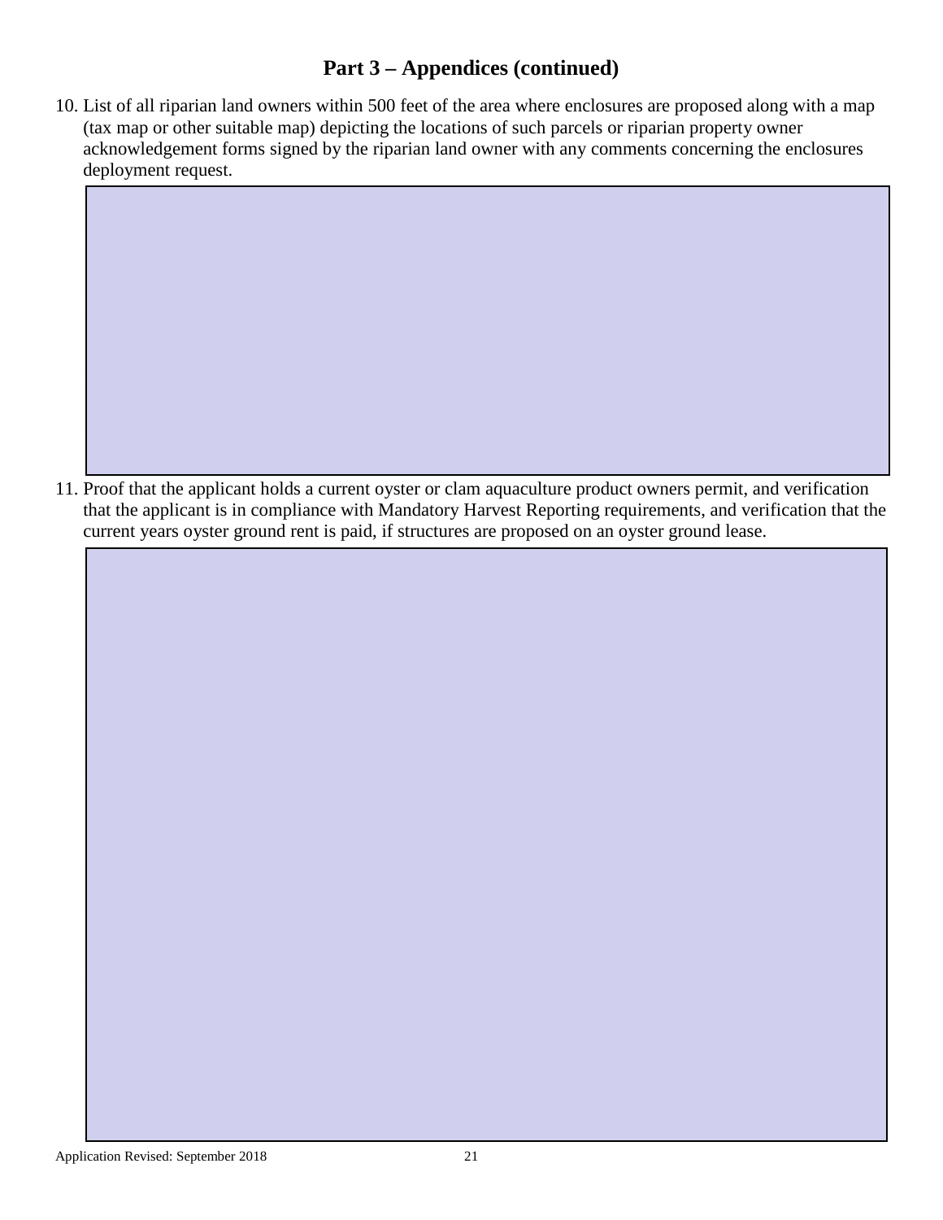## Part 3 – Appendices (continued)

10. List of all riparian land owners within 500 feet of the area where enclosures are proposed along with a map (tax map or other suitable map) depicting the locations of such parcels or riparian property owner acknowledgement forms signed by the riparian land owner with any comments concerning the enclosures deployment request.

11. Proof that the applicant holds a current oyster or clam aquaculture product owners permit, and verification that the applicant is in compliance with Mandatory Harvest Reporting requirements, and verification that the current years oyster ground rent is paid, if structures are proposed on an oyster ground lease.

Application Revised: September 2018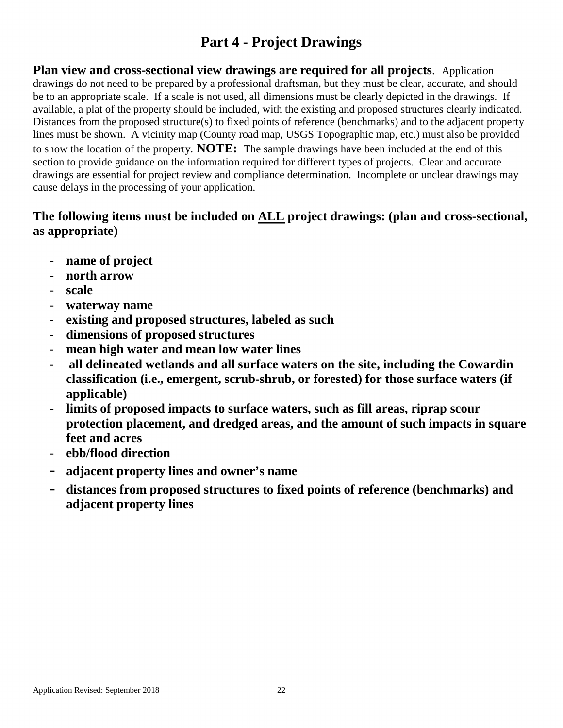# Part 4 - Project Drawings

**Plan view and cross-sectional view drawings are required for all projects**. Application drawings do not need to be prepared by a professional draftsman, but they must be clear, accurate, and should be to an appropriate scale. If a scale is not used, all dimensions must be clearly depicted in the drawings. If available, a plat of the property should be included, with the existing and proposed structures clearly indicated. Distances from the proposed structure(s) to fixed points of reference (benchmarks) and to the adjacent property lines must be shown. A vicinity map (County road map, USGS Topographic map, etc.) must also be provided to show the location of the property. **NOTE:** The sample drawings have been included at the end of this section to provide guidance on the information required for different types of projects. Clear and accurate drawings are essential for project review and compliance determination. Incomplete or unclear drawings may cause delays in the processing of your application.

**The following items must be included on <u>ALL</u> project drawings: (plan and cross-sectional, as appropriate)**

- **name of project**
- **north arrow**
- **scale**
- **waterway name**
- **existing and proposed structures, labeled as such**
- **dimensions of proposed structures**
- **mean high water and mean low water lines**
- **all delineated wetlands and all surface waters on the site, including the Cowardin classification (i.e., emergent, scrub-shrub, or forested) for those surface waters (if applicable)**
- **limits of proposed impacts to surface waters, such as fill areas, riprap scour protection placement, and dredged areas, and the amount of such impacts in square feet and acres**
- **ebb/flood direction**
- **adjacent property lines and owner's name**
- **distances from proposed structures to fixed points of reference (benchmarks) and adjacent property lines**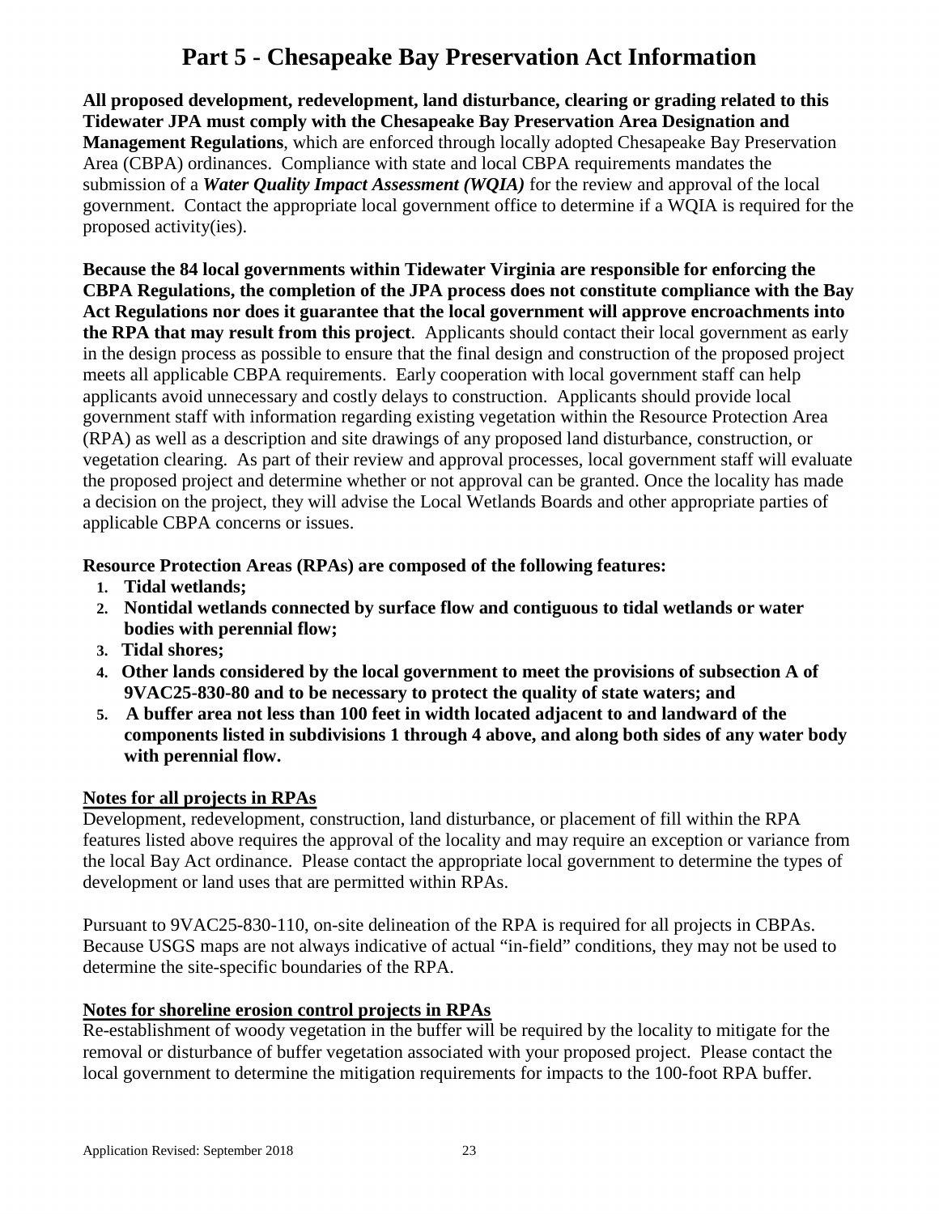# Part 5 - Chesapeake Bay Preservation Act Information

**All proposed development, redevelopment, land disturbance, clearing or grading related to this Tidewater JPA must comply with the Chesapeake Bay Preservation Area Designation and Management Regulations**, which are enforced through locally adopted Chesapeake Bay Preservation Area (CBPA) ordinances. Compliance with state and local CBPA requirements mandates the submission of a ***Water Quality Impact Assessment (WQIA)*** for the review and approval of the local government. Contact the appropriate local government office to determine if a WQIA is required for the proposed activity(ies).

**Because the 84 local governments within Tidewater Virginia are responsible for enforcing the CBPA Regulations, the completion of the JPA process does not constitute compliance with the Bay Act Regulations nor does it guarantee that the local government will approve encroachments into the RPA that may result from this project**. Applicants should contact their local government as early in the design process as possible to ensure that the final design and construction of the proposed project meets all applicable CBPA requirements. Early cooperation with local government staff can help applicants avoid unnecessary and costly delays to construction. Applicants should provide local government staff with information regarding existing vegetation within the Resource Protection Area (RPA) as well as a description and site drawings of any proposed land disturbance, construction, or vegetation clearing. As part of their review and approval processes, local government staff will evaluate the proposed project and determine whether or not approval can be granted. Once the locality has made a decision on the project, they will advise the Local Wetlands Boards and other appropriate parties of applicable CBPA concerns or issues.

**Resource Protection Areas (RPAs) are composed of the following features:**

1. **Tidal wetlands;**
2. **Nontidal wetlands connected by surface flow and contiguous to tidal wetlands or water bodies with perennial flow;**
3. **Tidal shores;**
4. **Other lands considered by the local government to meet the provisions of subsection A of 9VAC25-830-80 and to be necessary to protect the quality of state waters; and**
5. **A buffer area not less than 100 feet in width located adjacent to and landward of the components listed in subdivisions 1 through 4 above, and along both sides of any water body with perennial flow.**

**Notes for all projects in RPAs**

Development, redevelopment, construction, land disturbance, or placement of fill within the RPA features listed above requires the approval of the locality and may require an exception or variance from the local Bay Act ordinance. Please contact the appropriate local government to determine the types of development or land uses that are permitted within RPAs.

Pursuant to 9VAC25-830-110, on-site delineation of the RPA is required for all projects in CBPAs. Because USGS maps are not always indicative of actual "in-field" conditions, they may not be used to determine the site-specific boundaries of the RPA.

**Notes for shoreline erosion control projects in RPAs**

Re-establishment of woody vegetation in the buffer will be required by the locality to mitigate for the removal or disturbance of buffer vegetation associated with your proposed project. Please contact the local government to determine the mitigation requirements for impacts to the 100-foot RPA buffer.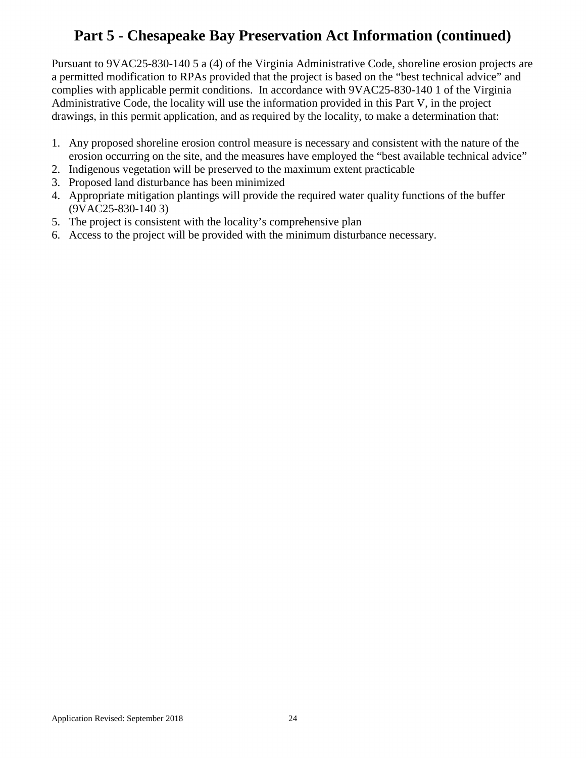# Part 5 - Chesapeake Bay Preservation Act Information (continued)

Pursuant to 9VAC25-830-140 5 a (4) of the Virginia Administrative Code, shoreline erosion projects are a permitted modification to RPAs provided that the project is based on the "best technical advice" and complies with applicable permit conditions. In accordance with 9VAC25-830-140 1 of the Virginia Administrative Code, the locality will use the information provided in this Part V, in the project drawings, in this permit application, and as required by the locality, to make a determination that:

1. Any proposed shoreline erosion control measure is necessary and consistent with the nature of the erosion occurring on the site, and the measures have employed the "best available technical advice"
2. Indigenous vegetation will be preserved to the maximum extent practicable
3. Proposed land disturbance has been minimized
4. Appropriate mitigation plantings will provide the required water quality functions of the buffer (9VAC25-830-140 3)
5. The project is consistent with the locality's comprehensive plan
6. Access to the project will be provided with the minimum disturbance necessary.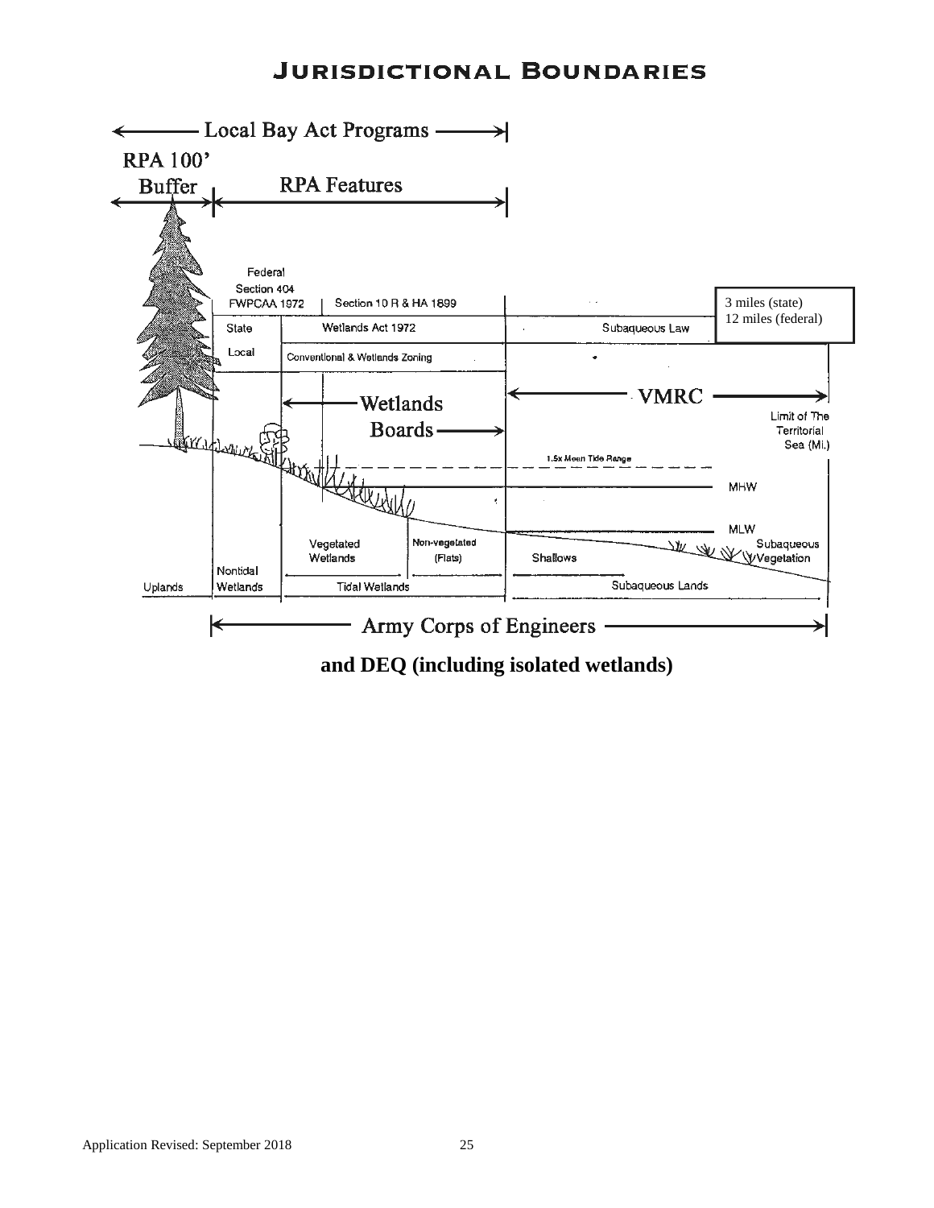# Jurisdictional Boundaries

Local Bay Act Programs

RPA 100' Buffer

RPA Features

Federal Section 404 FWPCAA 1972

Section 10 R & HA 1899

State

Wetlands Act 1972

Subaqueous Law

3 miles (state)
12 miles (federal)

Local

Conventional & Wetlands Zoning

Wetlands Boards

VMRC

Limit of The Territorial Sea (Mi.)

1.5x Mean Tide Range

MHW

MLW

Vegetated Wetlands

Non-vegetated (Flats)

Shallows

Subaqueous Vegetation

Uplands

Nontidal Wetlands

Tidal Wetlands

Subaqueous Lands

Army Corps of Engineers

**and DEQ (including isolated wetlands)**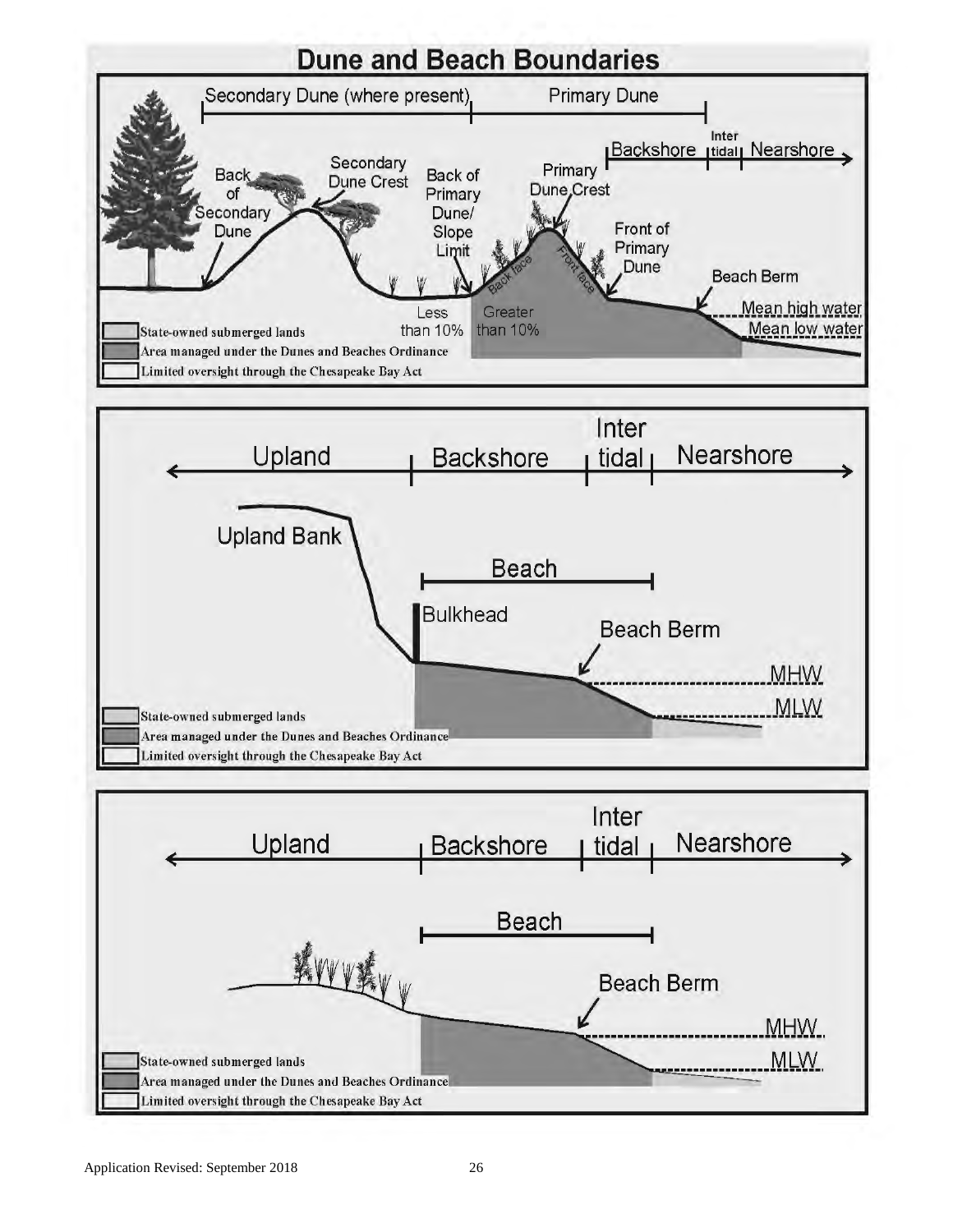# Dune and Beach Boundaries

Secondary Dune (where present) | Primary Dune

Backshore | Inter tidal | Nearshore

Back of Secondary Dune

Secondary Dune Crest

Back of Primary Dune/ Slope Limit

Primary Dune Crest

Back face

Front face

Front of Primary Dune

Beach Berm

Less than 10%

Greater than 10%

Mean high water

Mean low water

State-owned submerged lands

Area managed under the Dunes and Beaches Ordinance

Limited oversight through the Chesapeake Bay Act

---

Upland | Backshore | Inter tidal | Nearshore

Upland Bank

Beach

Bulkhead

Beach Berm

MHW

MLW

State-owned submerged lands

Area managed under the Dunes and Beaches Ordinance

Limited oversight through the Chesapeake Bay Act

---

Upland | Backshore | Inter tidal | Nearshore

Beach

Beach Berm

MHW

MLW

State-owned submerged lands

Area managed under the Dunes and Beaches Ordinance

Limited oversight through the Chesapeake Bay Act

Application Revised: September 2018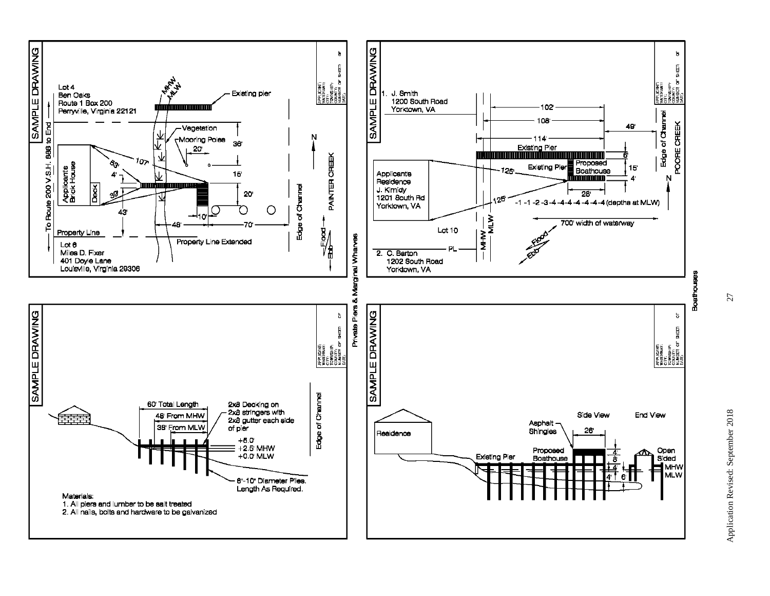## SAMPLE DRAWING

Lot 4
Ben Oaks
Route 1 Box 200
Perryville, Virginia 22121

MHW
MLW

Existing pier

Vegetation

Mooring Poles

20'

36'

15'

20'

N

107'

63'

4'

39'

43'

10'

48'

70'

Applicants Brick House

Deck

To Route 200 V.S.H. 988 to End

Property Line

Property Line Extended

Lot 6
Miles D. Fixer
401 Doyle Lane
Louisville, Virginia 29306

Edge of Channel

PAINTER CREEK

Flood
Ebb

APPLICANT:
WATERWAY:
CITY:
TOWNSHIP:
COUNTY:
NUMBER OF SHEET: OF
DATE:

## SAMPLE DRAWING

1. J. Smith
   1200 South Road
   Yorktown, VA

102'

108'

114'

49'

Existing Pier

6'

Existing Pier

Proposed Boathouse

15'

4'

28'

125'

125'

Applicants Residence
J. Kimidy
1201 South Rd
Yorktown, VA

-1 -1 -2 -3 -4 -4 -4 -4 -4 -4 -4 (depths at MLW)

700' width of waterway

Lot 10

MHW

MLW

PL

2. C. Barton
   1202 South Road
   Yorktown, VA

Flood
Ebb

N

Edge of Channel

POORE CREEK

APPLICANT:
WATERWAY:
CITY:
TOWNSHIP:
COUNTY:
NUMBER OF SHEET: OF
DATE:

## SAMPLE DRAWING

60' Total Length

48' From MHW

38' From MLW

2x8 Decking on 2x8 stringers with 2x8 gutter each side of pier

+5.0'

+2.5' MHW

+0.0' MLW

6"-10" Diameter Piles. Length As Required.

Edge of Channel

Materials:
1. All piers and lumber to be salt treated
2. All nails, bolts and hardware to be galvanized

APPLICANT:
WATERWAY:
CITY:
TOWNSHIP:
COUNTY:
NUMBER OF SHEET: OF
DATE:

## SAMPLE DRAWING

Residence

Side View

End View

Asphalt Shingles

26'

Existing Pier

Proposed Boathouse

4'

8'

4'

4'

6'

Open Sided

MHW

MLW

APPLICANT:
WATERWAY:
CITY:
TOWNSHIP:
COUNTY:
NUMBER OF SHEET: OF
DATE:

Private Piers & Marginal Wharves

Boathouses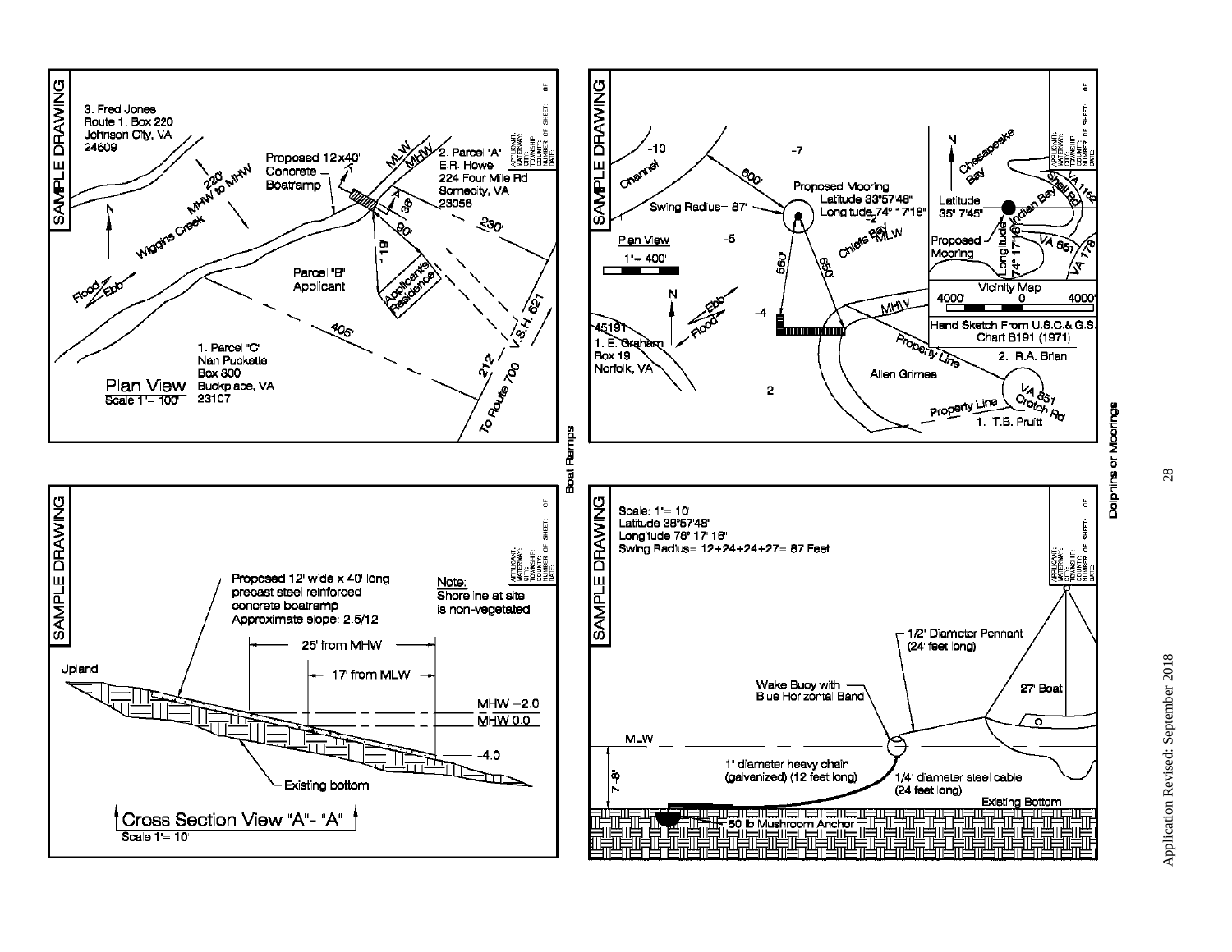## SAMPLE DRAWING

**Plan View**
Scale 1"= 100'

3. Fred Jones
Route 1, Box 220
Johnson City, VA
24609

Proposed 12'x40' Concrete Boatramp

2. Parcel "A"
E.R. Howe
224 Four Mile Rd
Somecity, VA
23056

Wiggins Creek

220' MHW to MHW

MLW
MHW

38'
90'
119'
230'

Parcel "B"
Applicant

Applicant's Residence

405'

1. Parcel "C"
Nan Puckette
Box 300
Buckplace, VA
23107

212'
V.S.H. 621
To Route 700

N
Flood
Ebb

## SAMPLE DRAWING

**Cross Section View "A"- "A"**
Scale 1'= 10'

Proposed 12' wide x 40' long precast steel reinforced concrete boatramp
Approximate slope: 2.5/12

Note:
Shoreline at site is non-vegetated

25' from MHW
17' from MLW

Upland
MHW +2.0
MHW 0.0
-4.0
Existing bottom

Boat Ramps

## SAMPLE DRAWING

**Plan View**
1"= 400'

-10
-7
Channel
600'
Proposed Mooring
Latitude 33°57'48"
Longitude 74° 17'18"
Swing Radius= 87'
-5
-2
Chiefs Bay
MLW
560'
650'
-4
MHW
45191
1. E. Graham
Box 19
Norfolk, VA
Property Line
Allen Grimes
-2
2. R.A. Brian
VA 851
Crotch Rd
Property Line
1. T.B. Pruitt
N
Ebb
Flood

Vicinity Map
4000 0 4000'
N
Chesapeake Bay
Latitude
35° 7'45"
Longitude
74° 17'16"
Indian Bay
Shell Rd
VA 1162
Proposed Mooring
VA 861
VA 178

Hand Sketch From U.S.C.& G.S. Chart B191 (1971)

## SAMPLE DRAWING

Scale: 1"= 10
Latitude 38°57'48"
Longitude 76° 17' 16"
Swing Radius= 12+24+24+27= 87 Feet

1/2' Diameter Pennant (24' feet long)
Wake Buoy with Blue Horizontal Band
27' Boat
MLW
7'-8"
1" diameter heavy chain (galvanized) (12 feet long)
1/4' diameter steel cable (24 feet long)
Existing Bottom
50 lb Mushroom Anchor

Dolphins or Moorings

APPLICANT:
WATERWAY:
CITY:
TOWNSHIP:
COUNTY:
NUMBER OF SHEET: OF
DATE:

Application Revised: September 2018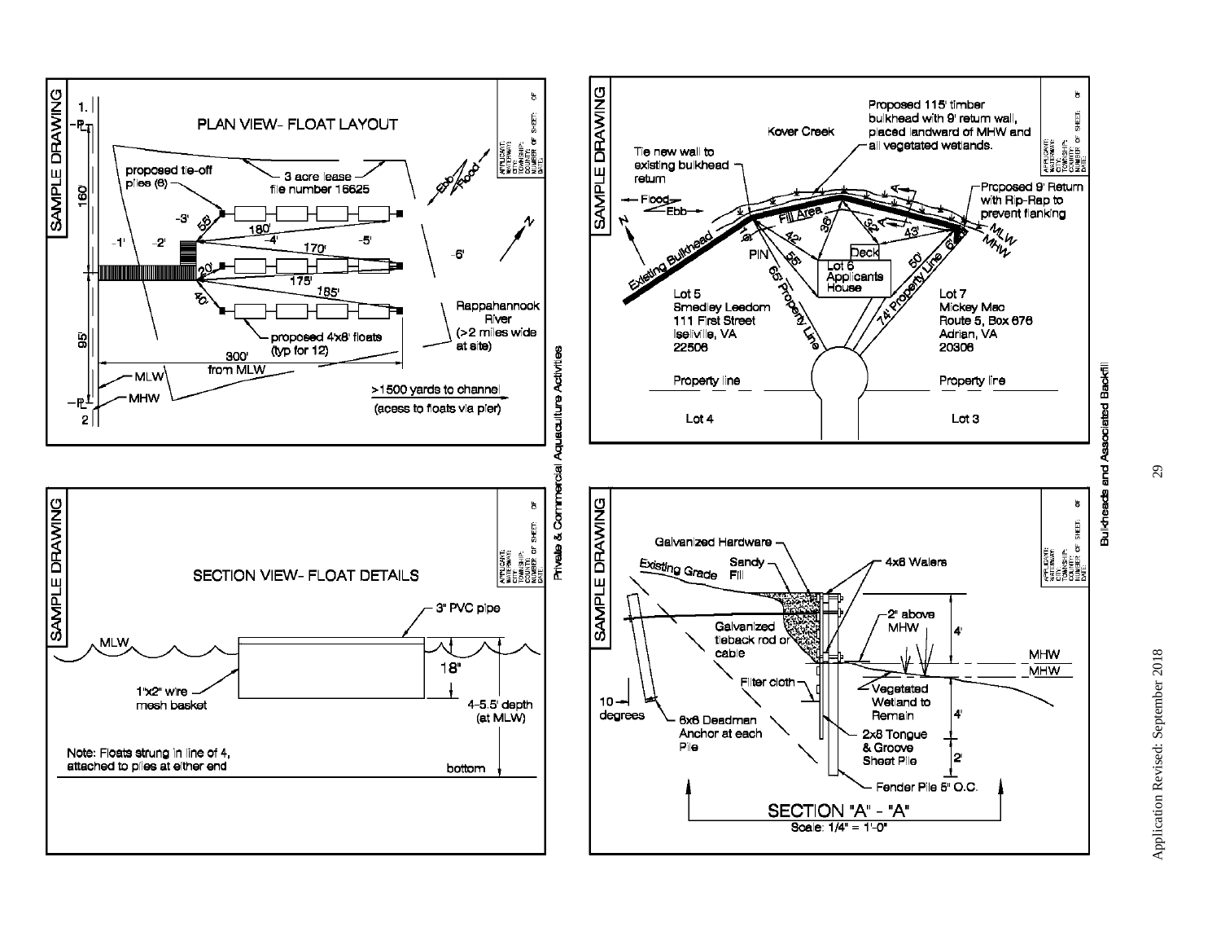## SAMPLE DRAWING

### PLAN VIEW- FLOAT LAYOUT

proposed tie-off piles (6)

3 acre lease file number 16625

Ebb

Flood

N

160

-3'

58'

180'

-1'

-2'

-4'

170'

-5'

-6'

20'

175'

185'

40'

Rappahannock River (>2 miles wide at site)

proposed 4'x8' floats (typ for 12)

95'

300' from MLW

MLW

MHW

>1500 yards to channel

(acess to floats via pier)

1.

2

APPLICANT:
WATERWAY:
CITY:
TOWNSHIP:
COUNTY:
NUMBER OF SHEET: OF
DATE:

## SAMPLE DRAWING

### SECTION VIEW- FLOAT DETAILS

3" PVC pipe

MLW

18"

1"x2" wire mesh basket

4-5.5' depth (at MLW)

Note: Floats strung in line of 4, attached to piles at either end

bottom

APPLICANT:
WATERWAY:
CITY:
TOWNSHIP:
COUNTY:
NUMBER OF SHEET: OF
DATE:

Private & Commercial Aquaculture Activities

## SAMPLE DRAWING

Proposed 115' timber bulkhead with 9' return wall, placed landward of MHW and all vegetated wetlands.

Kover Creek

Tie new wall to existing bulkhead return

Flood

Ebb

N

Fill Area

Existing Bulkhead

16'

42'

36'

23'

43'

A

Proposed 9' Return with Rip-Rap to prevent flanking

MLW

MHW

PIN

55'

Deck

Lot 6 Applicants House

50'

6'

65' Property Line

74' Property Line

Lot 5
Smedley Leedom
111 First Street
Iselville, VA
22506

Lot 7
Mickey Mac
Route 5, Box 676
Adrian, VA
20306

Property line

Property line

Lot 4

Lot 3

APPLICANT:
WATERWAY:
CITY:
TOWNSHIP:
COUNTY:
NUMBER OF SHEET: OF
DATE:

## SAMPLE DRAWING

Galvanized Hardware

Existing Grade

Sandy Fill

4x6 Walers

2" above MHW

Galvanized tieback rod or cable

4'

MHW

MHW

Filter cloth

Vegetated Wetland to Remain

10 degrees

6x6 Deadman Anchor at each Pile

4'

2x8 Tongue & Groove Sheet Pile

2'

Fender Pile 5' O.C.

SECTION "A" - "A"

Scale: 1/4" = 1'-0"

APPLICANT:
WATERWAY:
CITY:
TOWNSHIP:
COUNTY:
NUMBER OF SHEET: OF
DATE:

Bulkheads and Associated Backfill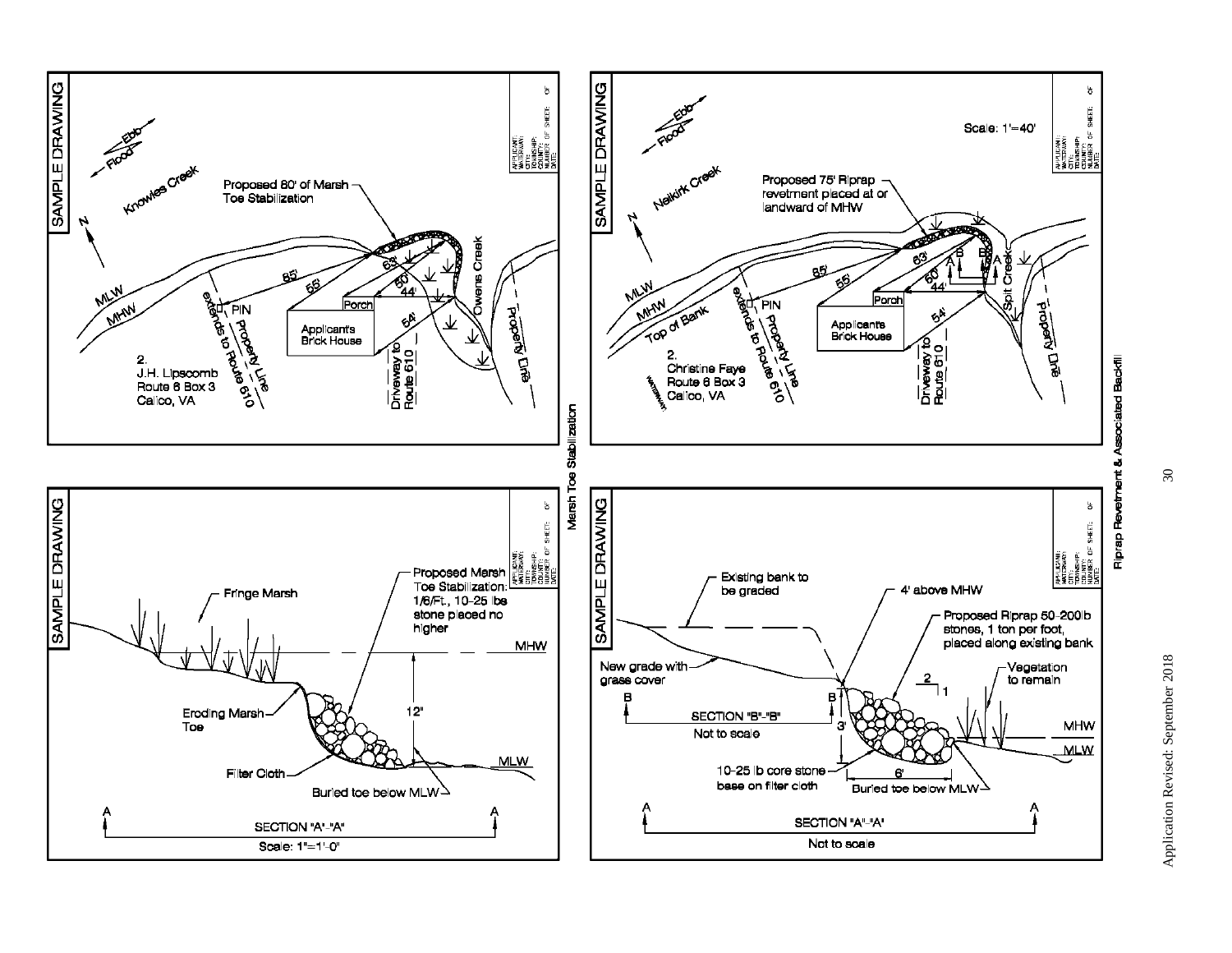## SAMPLE DRAWING

Ebb
Flood

Knowles Creek

N

Proposed 80' of Marsh Toe Stabilization

MLW
MHW

PIN

Property Line extends to Route 610

85'
55'
63'
50'
44'
54'

Porch

Applicant's Brick House

Driveway to Route 610

Owens Creek

Property Line

2.
J.H. Lipscomb
Route 6 Box 3
Calico, VA

APPLICANT:
WATERWAY:
CITY:
TOWNSHIP:
COUNTY:
NUMBER OF SHEET: OF
DATE:

## SAMPLE DRAWING

Ebb
Flood

Scale: 1"=40'

Neikirk Creek

N

Proposed 75' Riprap revetment placed at or landward of MHW

MLW
MHW
Top of Bank

PIN

Property Line extends to Route 610

85'
55'
63'
60'
44'
54'

A B B A

Porch

Applicants Brick House

Driveway to Route 610

Spit Creek

Property Line

2.
Christine Faye
Route 6 Box 3
Calico, VA

APPLICANT:
WATERWAY:
CITY:
TOWNSHIP:
COUNTY:
NUMBER OF SHEET: OF
DATE:

## SAMPLE DRAWING

Fringe Marsh

Proposed Marsh Toe Stabilization: 1/6/Ft., 10-25 lbs stone placed no higher

MHW

12"

Eroding Marsh Toe

Filter Cloth

MLW

Buried toe below MLW

SECTION "A"-"A"

Scale: 1"=1'-0"

APPLICANT:
WATERWAY:
CITY:
TOWNSHIP:
COUNTY:
NUMBER OF SHEET: OF
DATE:

## SAMPLE DRAWING

Existing bank to be graded

4' above MHW

Proposed Riprap 50-200lb stones, 1 ton per foot, placed along existing bank

New grade with grass cover

2
1

Vegetation to remain

B B

SECTION "B"-"B"

Not to scale

3'

MHW
MLW

10-25 lb core stone base on filter cloth

6'

Buried toe below MLW

SECTION "A"-"A"

Not to scale

APPLICANT:
WATERWAY:
CITY:
TOWNSHIP:
COUNTY:
NUMBER OF SHEET: OF
DATE:

Marsh Toe Stabilization

Riprap Revetment & Associated Backfill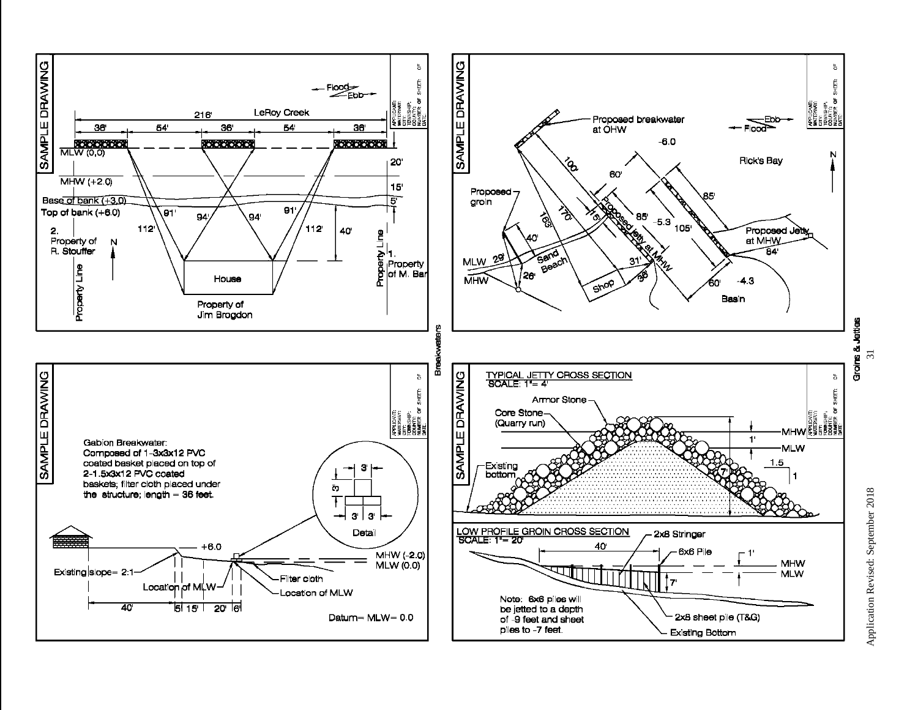## SAMPLE DRAWING

APPLICANT:
WATERWAY:
CITY:
TOWNSHIP:
COUNTY:
NUMBER OF SHEET: OF
DATE:

Flood / Ebb

LeRoy Creek

216'

36' | 54' | 36' | 54' | 36'

MLW (0,0)

MHW (+2.0)

Base of bank (+3.0)

Top of bank (+6.0)

20'

15'

5'

40'

91' | 94' | 94' | 91'

112' | 112'

2. Property of R. Stouffer

N

Property Line

House

Property of Jim Brogdon

1. Property of M. Bar

Property Line

## SAMPLE DRAWING

APPLICANT:
WATERWAY:
CITY:
TOWNSHIP:
COUNTY:
NUMBER OF SHEET: OF
DATE:

Proposed breakwater at OHW

Ebb / Flood

-6.0

Rick's Bay

N

100'

60'

85'

Proposed groin

15'

Proposed Jetty at MHW

85'

-5.3

105'

Proposed Jetty at MHW

84'

163'

170'

40'

Sand Beach

MLW 29'

MHW 26'

31'

36'

Shop

60'

-4.3

Basin

## SAMPLE DRAWING

APPLICANT:
WATERWAY:
CITY:
TOWNSHIP:
COUNTY:
NUMBER OF SHEET: OF
DATE:

Gabion Breakwater:
Composed of 1-3x3x12 PVC coated basket placed on top of 2-1.5x3x12 PVC coated baskets; filter cloth placed under the structure; length = 36 feet.

Detail

3' | 3' 3' | 3'

+6.0

Existing slope= 2:1

Location of MLW

Filter cloth

Location of MLW

MHW (-2.0)
MLW (0.0)

40' | 5' | 15' | 20' | 6'

Datum= MLW= 0.0

## SAMPLE DRAWING

APPLICANT:
WATERWAY:
CITY:
TOWNSHIP:
COUNTY:
NUMBER OF SHEET: OF
DATE:

### TYPICAL JETTY CROSS SECTION
SCALE: 1"= 4'

Armor Stone

Core Stone (Quarry run)

Existing bottom

MHW

1'

MLW

1.5
1

7'

### LOW PROFILE GROIN CROSS SECTION
SCALE: 1"= 20'

2x8 Stringer

40'

6x6 Pile

1'

MHW

MLW

7'

Note: 6x6 piles will be jetted to a depth of -9 feet and sheet piles to -7 feet.

2x8 sheet pile (T&G)

Existing Bottom

Breakwaters

Groins & Jetties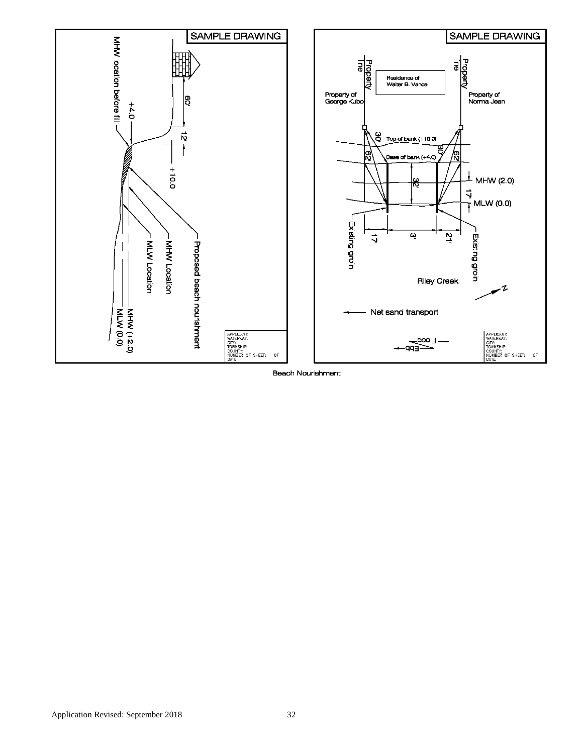SAMPLE DRAWING

MHW location before fill

+4.0

60'

12'

+10.0

Proposed beach nourishment

MHW Location

MLW Location

MHW (+2.0)

MLW (0.0)

APPLICANT:
WATERWAY:
CITY:
TOWNSHIP:
COUNTY:
NUMBER OF SHEET: OF
DATE:

SAMPLE DRAWING

Property line

Property line

Residence of Walter B. Vance

Property of George Kubo

Property of Norma Jean

30'

30'

Top of bank (+10.0)

Base of bank (+4.0)

62'

62'

32'

MHW (2.0)

17'

MLW (0.0)

Existing groin

Existing groin

17'

3'

21'

Riley Creek

N

Net sand transport

Flood

Ebb

APPLICANT:
WATERWAY:
CITY:
TOWNSHIP:
COUNTY:
NUMBER OF SHEET: OF
DATE:

Beach Nourishment

Application Revised: September 2018